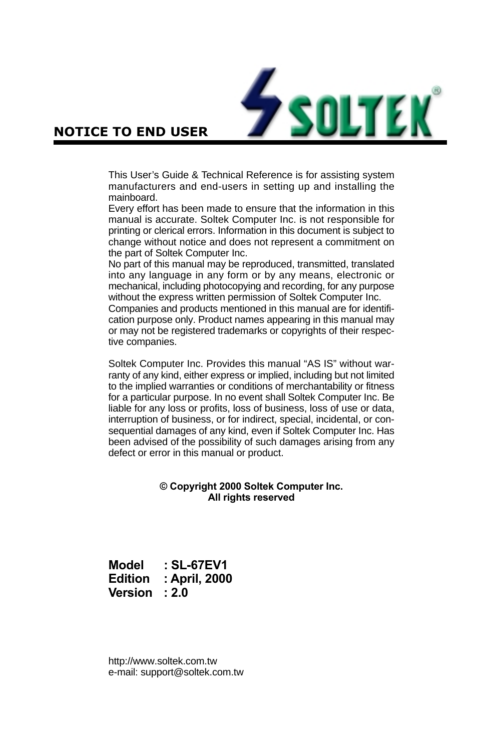## NOTICE TO END USER

This User's Guide & Technical Reference is for assisting system manufacturers and end-users in setting up and installing the mainboard.

Every effort has been made to ensure that the information in this manual is accurate. Soltek Computer Inc. is not responsible for printing or clerical errors. Information in this document is subject to change without notice and does not represent a commitment on the part of Soltek Computer Inc.

No part of this manual may be reproduced, transmitted, translated into any language in any form or by any means, electronic or mechanical, including photocopying and recording, for any purpose without the express written permission of Soltek Computer Inc.

Companies and products mentioned in this manual are for identification purpose only. Product names appearing in this manual may or may not be registered trademarks or copyrights of their respective companies.

Soltek Computer Inc. Provides this manual "AS IS" without warranty of any kind, either express or implied, including but not limited to the implied warranties or conditions of merchantability or fitness for a particular purpose. In no event shall Soltek Computer Inc. Be liable for any loss or profits, loss of business, loss of use or data, interruption of business, or for indirect, special, incidental, or consequential damages of any kind, even if Soltek Computer Inc. Has been advised of the possibility of such damages arising from any defect or error in this manual or product.

**© Copyright 2000 Soltek Computer Inc.**
**All rights reserved**

**Model : SL-67EV1**
**Edition : April, 2000**
**Version : 2.0**

http://www.soltek.com.tw
e-mail: support@soltek.com.tw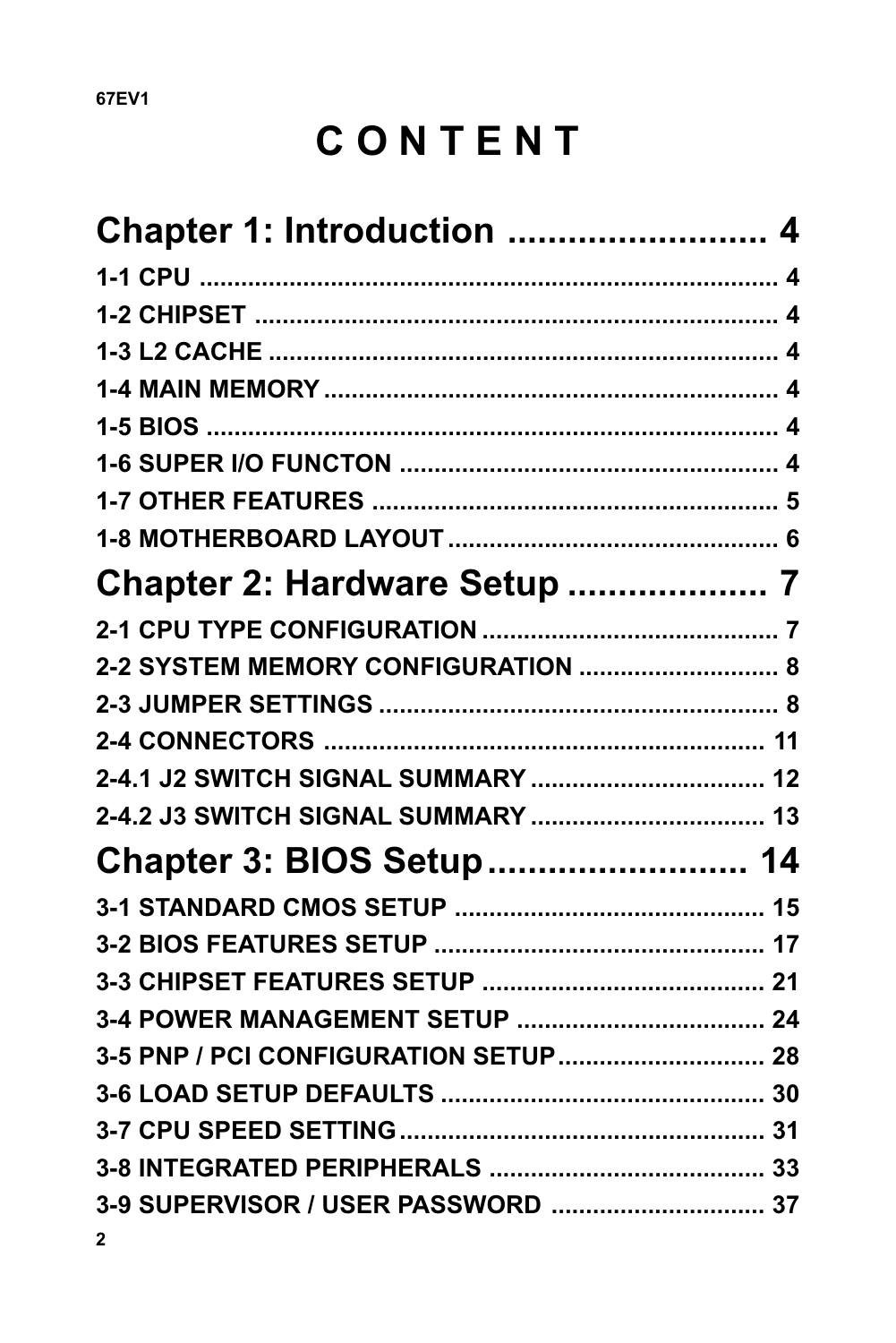# C O N T E N T

## Chapter 1: Introduction .......................... 4

1-1 CPU .................................................................................. 4
1-2 CHIPSET .......................................................................... 4
1-3 L2 CACHE ......................................................................... 4
1-4 MAIN MEMORY ................................................................. 4
1-5 BIOS .................................................................................. 4
1-6 SUPER I/O FUNCTON ...................................................... 4
1-7 OTHER FEATURES .......................................................... 5
1-8 MOTHERBOARD LAYOUT ............................................... 6

## Chapter 2: Hardware Setup .................... 7

2-1 CPU TYPE CONFIGURATION .......................................... 7
2-2 SYSTEM MEMORY CONFIGURATION ............................ 8
2-3 JUMPER SETTINGS ......................................................... 8
2-4 CONNECTORS ............................................................... 11
2-4.1 J2 SWITCH SIGNAL SUMMARY .................................. 12
2-4.2 J3 SWITCH SIGNAL SUMMARY .................................. 13

## Chapter 3: BIOS Setup .......................... 14

3-1 STANDARD CMOS SETUP ............................................. 15
3-2 BIOS FEATURES SETUP ................................................ 17
3-3 CHIPSET FEATURES SETUP ......................................... 21
3-4 POWER MANAGEMENT SETUP .................................... 24
3-5 PNP / PCI CONFIGURATION SETUP.............................. 28
3-6 LOAD SETUP DEFAULTS ............................................... 30
3-7 CPU SPEED SETTING..................................................... 31
3-8 INTEGRATED PERIPHERALS ........................................ 33
3-9 SUPERVISOR / USER PASSWORD .............................. 37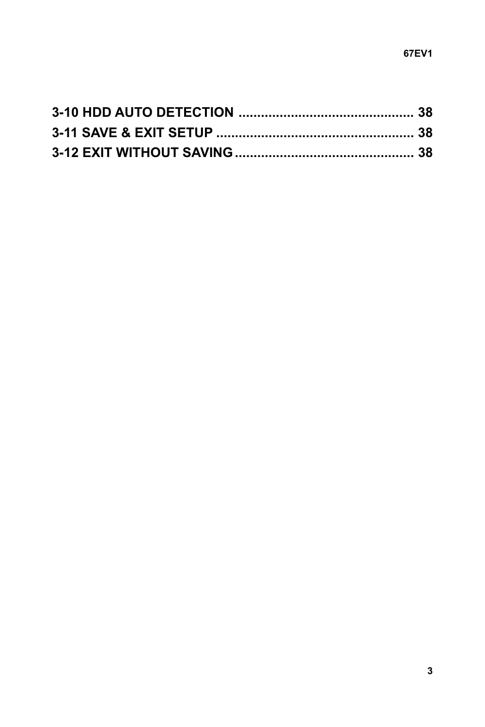**3-10 HDD AUTO DETECTION ............................................... 38**
**3-11 SAVE & EXIT SETUP ..................................................... 38**
**3-12 EXIT WITHOUT SAVING ................................................ 38**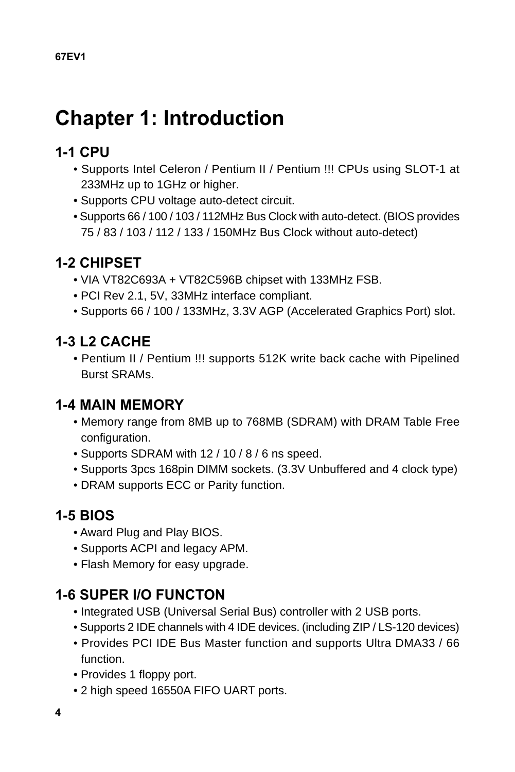# Chapter 1: Introduction

## 1-1 CPU

- Supports Intel Celeron / Pentium II / Pentium !!! CPUs using SLOT-1 at 233MHz up to 1GHz or higher.
- Supports CPU voltage auto-detect circuit.
- Supports 66 / 100 / 103 / 112MHz Bus Clock with auto-detect. (BIOS provides 75 / 83 / 103 / 112 / 133 / 150MHz Bus Clock without auto-detect)

## 1-2 CHIPSET

- VIA VT82C693A + VT82C596B chipset with 133MHz FSB.
- PCI Rev 2.1, 5V, 33MHz interface compliant.
- Supports 66 / 100 / 133MHz, 3.3V AGP (Accelerated Graphics Port) slot.

## 1-3 L2 CACHE

- Pentium II / Pentium !!! supports 512K write back cache with Pipelined Burst SRAMs.

## 1-4 MAIN MEMORY

- Memory range from 8MB up to 768MB (SDRAM) with DRAM Table Free configuration.
- Supports SDRAM with 12 / 10 / 8 / 6 ns speed.
- Supports 3pcs 168pin DIMM sockets. (3.3V Unbuffered and 4 clock type)
- DRAM supports ECC or Parity function.

## 1-5 BIOS

- Award Plug and Play BIOS.
- Supports ACPI and legacy APM.
- Flash Memory for easy upgrade.

## 1-6 SUPER I/O FUNCTON

- Integrated USB (Universal Serial Bus) controller with 2 USB ports.
- Supports 2 IDE channels with 4 IDE devices. (including ZIP / LS-120 devices)
- Provides PCI IDE Bus Master function and supports Ultra DMA33 / 66 function.
- Provides 1 floppy port.
- 2 high speed 16550A FIFO UART ports.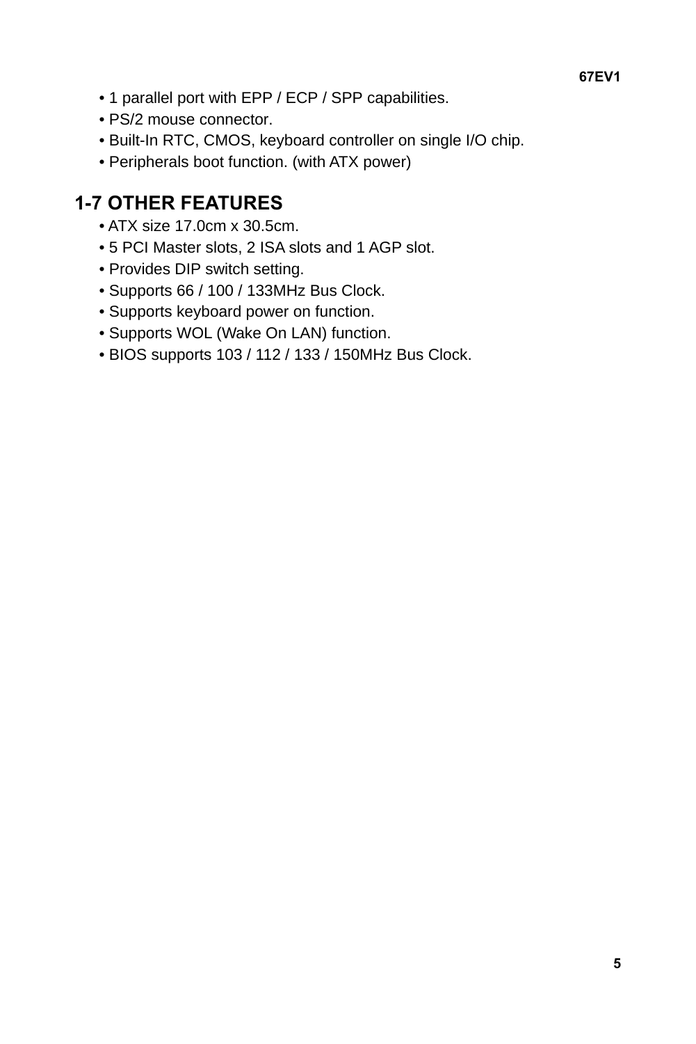- 1 parallel port with EPP / ECP / SPP capabilities.
- PS/2 mouse connector.
- Built-In RTC, CMOS, keyboard controller on single I/O chip.
- Peripherals boot function. (with ATX power)

## 1-7 OTHER FEATURES

- ATX size 17.0cm x 30.5cm.
- 5 PCI Master slots, 2 ISA slots and 1 AGP slot.
- Provides DIP switch setting.
- Supports 66 / 100 / 133MHz Bus Clock.
- Supports keyboard power on function.
- Supports WOL (Wake On LAN) function.
- BIOS supports 103 / 112 / 133 / 150MHz Bus Clock.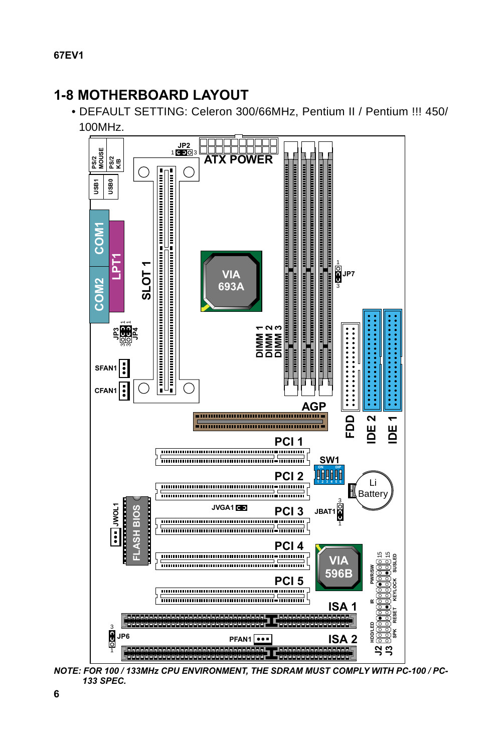## 1-8 MOTHERBOARD LAYOUT

- DEFAULT SETTING: Celeron 300/66MHz, Pentium II / Pentium !!! 450/ 100MHz.

PS/2 MOUSE, PS/2 K/B, USB1, USB0, COM1, COM2, LPT1, JP3, JP4, SFAN1, CFAN1, SLOT 1, JP2, ATX POWER, VIA 693A, JP7, DIMM 1, DIMM 2, DIMM 3, AGP, FDD, IDE 2, IDE 1, PCI 1, SW1, PCI 2, Li Battery, JVGA1, PCI 3, JBAT1, JWOL1, FLASH BIOS, PCI 4, VIA 596B, PCI 5, ISA 1, JP6, PFAN1, ISA 2, PWR/SW, IR, HDD/LED, SUSLED, KEYLOCK, RESET, SPK, J2, J3

*NOTE: FOR 100 / 133MHz CPU ENVIRONMENT, THE SDRAM MUST COMPLY WITH PC-100 / PC-133 SPEC.*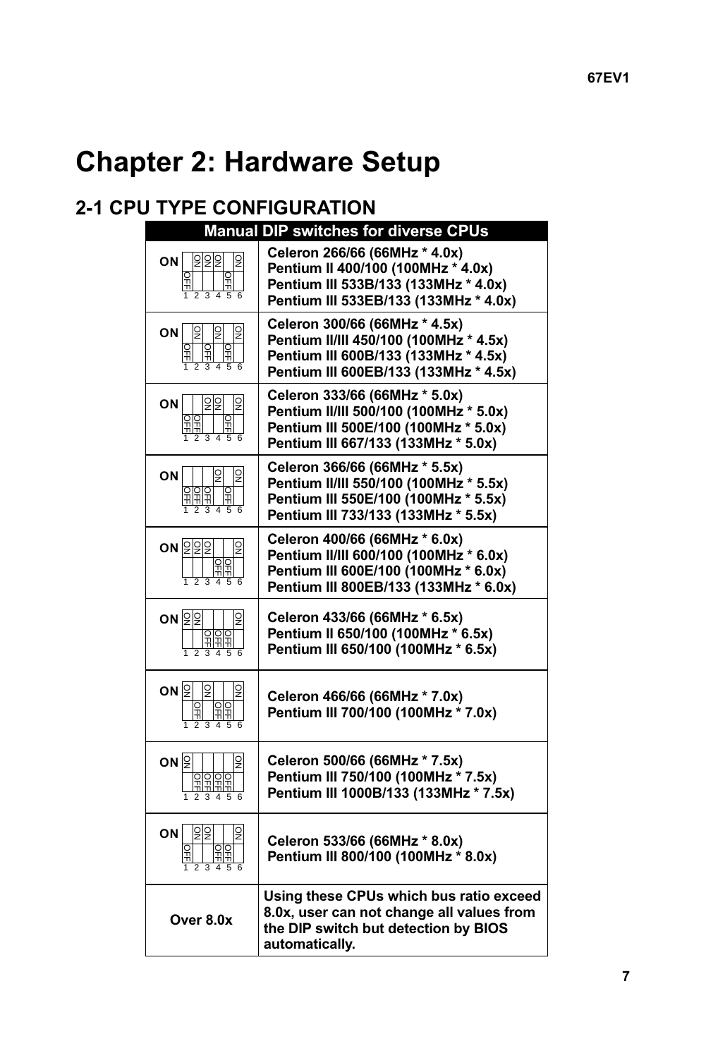# Chapter 2: Hardware Setup

## 2-1 CPU TYPE CONFIGURATION

**Manual DIP switches for diverse CPUs**

| 1 | 2 | 3 | 4 | 5 | 6 | CPUs |
|---|---|---|---|---|---|---|
| OFF | ON | ON | ON | OFF | ON | **Celeron 266/66 (66MHz * 4.0x)**<br>**Pentium II 400/100 (100MHz * 4.0x)**<br>**Pentium III 533B/133 (133MHz * 4.0x)**<br>**Pentium III 533EB/133 (133MHz * 4.0x)** |
| OFF | ON | OFF | ON | OFF | ON | **Celeron 300/66 (66MHz * 4.5x)**<br>**Pentium II/III 450/100 (100MHz * 4.5x)**<br>**Pentium III 600B/133 (133MHz * 4.5x)**<br>**Pentium III 600EB/133 (133MHz * 4.5x)** |
| OFF | OFF | ON | ON | OFF | ON | **Celeron 333/66 (66MHz * 5.0x)**<br>**Pentium II/III 500/100 (100MHz * 5.0x)**<br>**Pentium III 500E/100 (100MHz * 5.0x)**<br>**Pentium III 667/133 (133MHz * 5.0x)** |
| OFF | OFF | OFF | ON | OFF | ON | **Celeron 366/66 (66MHz * 5.5x)**<br>**Pentium II/III 550/100 (100MHz * 5.5x)**<br>**Pentium III 550E/100 (100MHz * 5.5x)**<br>**Pentium III 733/133 (133MHz * 5.5x)** |
| ON | ON | ON | OFF | OFF | ON | **Celeron 400/66 (66MHz * 6.0x)**<br>**Pentium II/III 600/100 (100MHz * 6.0x)**<br>**Pentium III 600E/100 (100MHz * 6.0x)**<br>**Pentium III 800EB/133 (133MHz * 6.0x)** |
| ON | ON | OFF | OFF | OFF | ON | **Celeron 433/66 (66MHz * 6.5x)**<br>**Pentium II 650/100 (100MHz * 6.5x)**<br>**Pentium III 650/100 (100MHz * 6.5x)** |
| ON | OFF | ON | OFF | OFF | ON | **Celeron 466/66 (66MHz * 7.0x)**<br>**Pentium III 700/100 (100MHz * 7.0x)** |
| ON | OFF | OFF | OFF | OFF | ON | **Celeron 500/66 (66MHz * 7.5x)**<br>**Pentium III 750/100 (100MHz * 7.5x)**<br>**Pentium III 1000B/133 (133MHz * 7.5x)** |
| OFF | ON | ON | OFF | OFF | ON | **Celeron 533/66 (66MHz * 8.0x)**<br>**Pentium III 800/100 (100MHz * 8.0x)** |
| **Over 8.0x** | | | | | | **Using these CPUs which bus ratio exceed 8.0x, user can not change all values from the DIP switch but detection by BIOS automatically.** |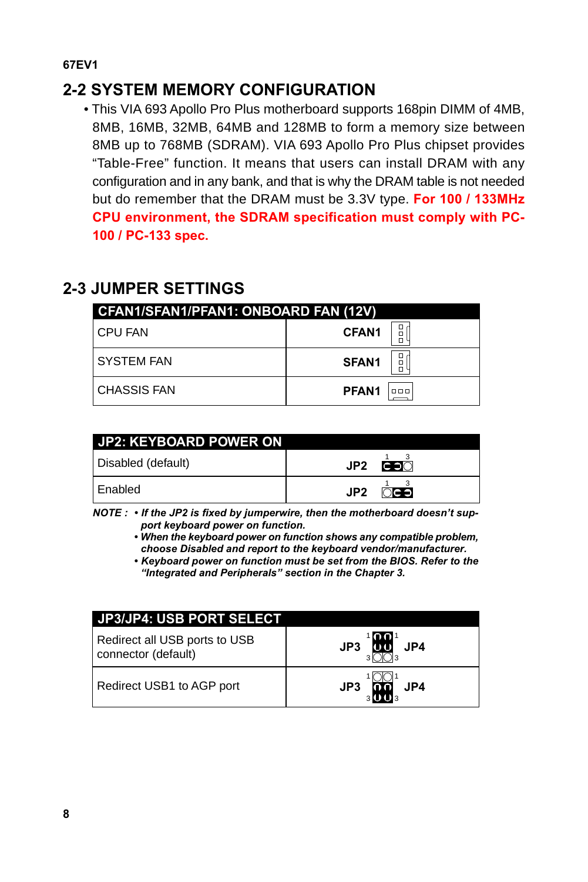## 2-2 SYSTEM MEMORY CONFIGURATION

- This VIA 693 Apollo Pro Plus motherboard supports 168pin DIMM of 4MB, 8MB, 16MB, 32MB, 64MB and 128MB to form a memory size between 8MB up to 768MB (SDRAM). VIA 693 Apollo Pro Plus chipset provides “Table-Free” function. It means that users can install DRAM with any configuration and in any bank, and that is why the DRAM table is not needed but do remember that the DRAM must be 3.3V type. **For 100 / 133MHz CPU environment, the SDRAM specification must comply with PC-100 / PC-133 spec.**

## 2-3 JUMPER SETTINGS

| CFAN1/SFAN1/PFAN1: ONBOARD FAN (12V) | |
|---|---|
| CPU FAN | CFAN1 |
| SYSTEM FAN | SFAN1 |
| CHASSIS FAN | PFAN1 |

| JP2: KEYBOARD POWER ON | |
|---|---|
| Disabled (default) | JP2 (1-2) |
| Enabled | JP2 (2-3) |

***NOTE :*** 
- ***If the JP2 is fixed by jumperwire, then the motherboard doesn’t support keyboard power on function.***
- ***When the keyboard power on function shows any compatible problem, choose Disabled and report to the keyboard vendor/manufacturer.***
- ***Keyboard power on function must be set from the BIOS. Refer to the “Integrated and Peripherals” section in the Chapter 3.***

| JP3/JP4: USB PORT SELECT | |
|---|---|
| Redirect all USB ports to USB connector (default) | JP3 (1-2) JP4 (1-2) |
| Redirect USB1 to AGP port | JP3 (2-3) JP4 (2-3) |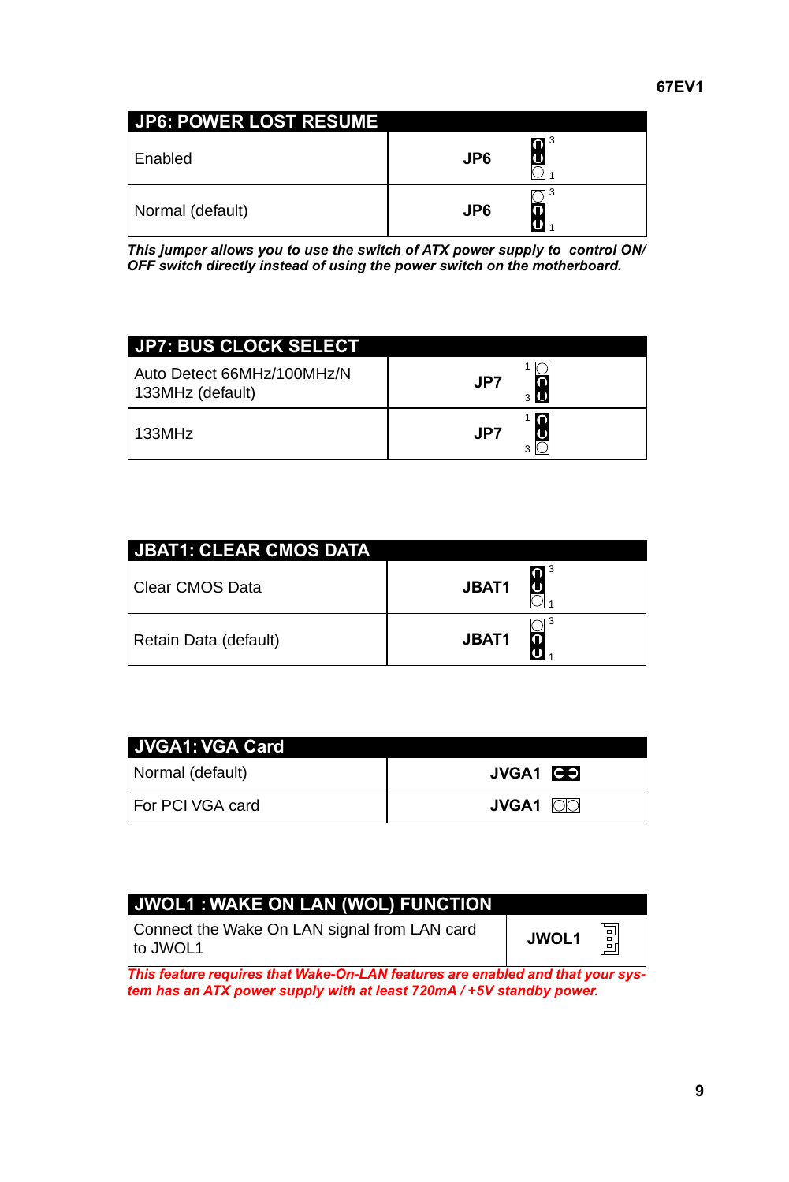## JP6: POWER LOST RESUME

| Setting | Jumper |
| --- | --- |
| Enabled | JP6 (pins 2-3 closed) |
| Normal (default) | JP6 (pins 1-2 closed) |

***This jumper allows you to use the switch of ATX power supply to control ON/OFF switch directly instead of using the power switch on the motherboard.***

## JP7: BUS CLOCK SELECT

| Setting | Jumper |
| --- | --- |
| Auto Detect 66MHz/100MHz/N 133MHz (default) | JP7 (pins 2-3 closed) |
| 133MHz | JP7 (pins 1-2 closed) |

## JBAT1: CLEAR CMOS DATA

| Setting | Jumper |
| --- | --- |
| Clear CMOS Data | JBAT1 (pins 2-3 closed) |
| Retain Data (default) | JBAT1 (pins 1-2 closed) |

## JVGA1: VGA Card

| Setting | Jumper |
| --- | --- |
| Normal (default) | JVGA1 (closed) |
| For PCI VGA card | JVGA1 (open) |

## JWOL1 : WAKE ON LAN (WOL) FUNCTION

| Description | Connector |
| --- | --- |
| Connect the Wake On LAN signal from LAN card to JWOL1 | JWOL1 |

***This feature requires that Wake-On-LAN features are enabled and that your system has an ATX power supply with at least 720mA / +5V standby power.***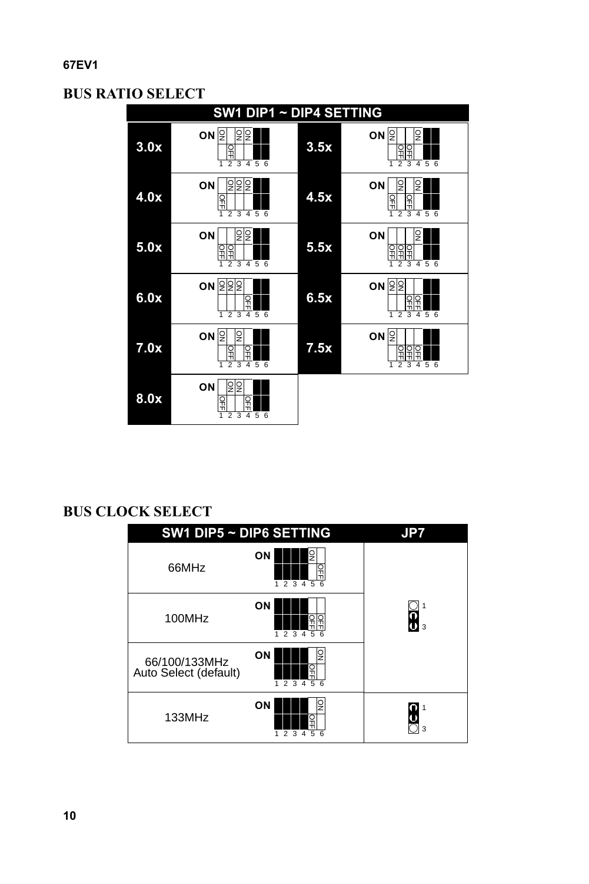## BUS RATIO SELECT

**SW1 DIP1 ~ DIP4 SETTING**

| Ratio | DIP1 | DIP2 | DIP3 | DIP4 |
|---|---|---|---|---|
| 3.0x | ON | OFF | ON | ON |
| 3.5x | ON | OFF | OFF | ON |
| 4.0x | OFF | ON | ON | ON |
| 4.5x | OFF | ON | OFF | ON |
| 5.0x | OFF | OFF | ON | ON |
| 5.5x | OFF | OFF | OFF | ON |
| 6.0x | ON | ON | ON | OFF |
| 6.5x | ON | ON | OFF | OFF |
| 7.0x | ON | OFF | ON | OFF |
| 7.5x | ON | OFF | OFF | OFF |
| 8.0x | OFF | ON | ON | OFF |

## BUS CLOCK SELECT

| Setting | SW1 DIP5 | SW1 DIP6 | JP7 |
|---|---|---|---|
| 66MHz | ON | OFF | 2-3 |
| 100MHz | OFF | OFF | 2-3 |
| 66/100/133MHz Auto Select (default) | OFF | ON | 2-3 |
| 133MHz | OFF | ON | 1-2 |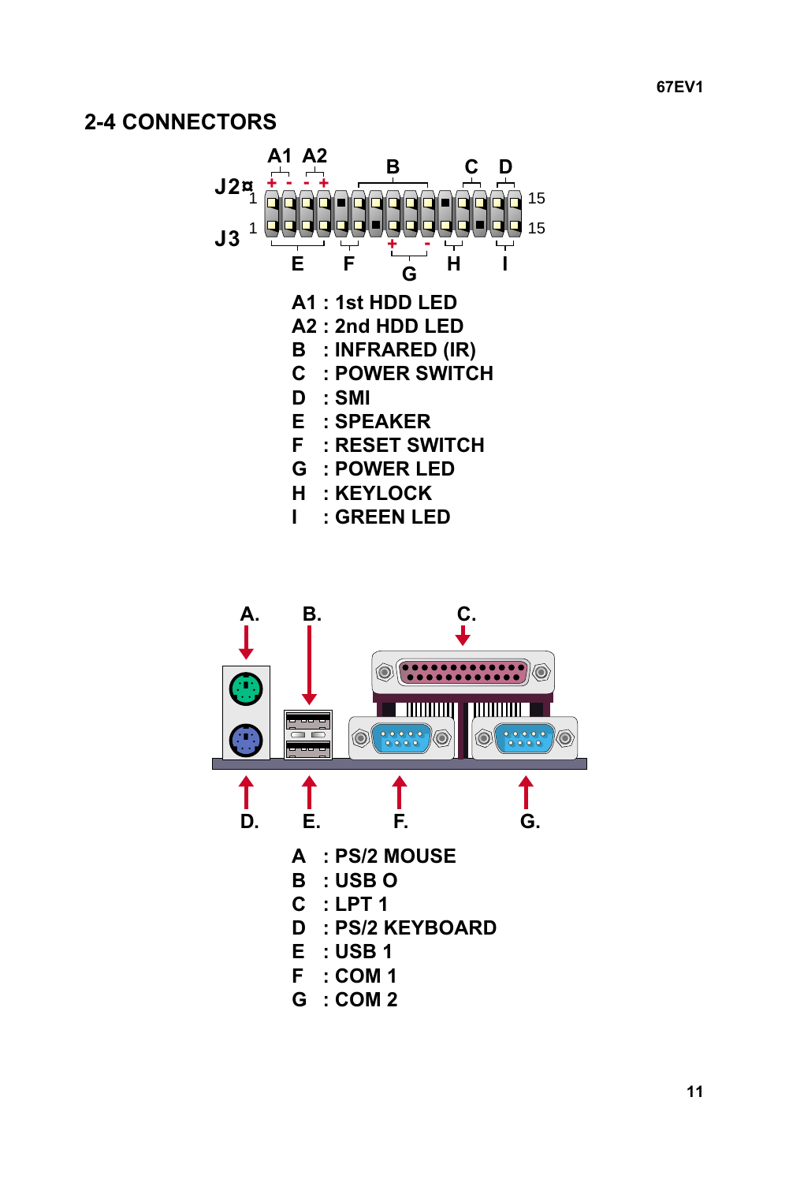## 2-4 CONNECTORS

A1 : 1st HDD LED
A2 : 2nd HDD LED
B : INFRARED (IR)
C : POWER SWITCH
D : SMI
E : SPEAKER
F : RESET SWITCH
G : POWER LED
H : KEYLOCK
I : GREEN LED

A : PS/2 MOUSE
B : USB O
C : LPT 1
D : PS/2 KEYBOARD
E : USB 1
F : COM 1
G : COM 2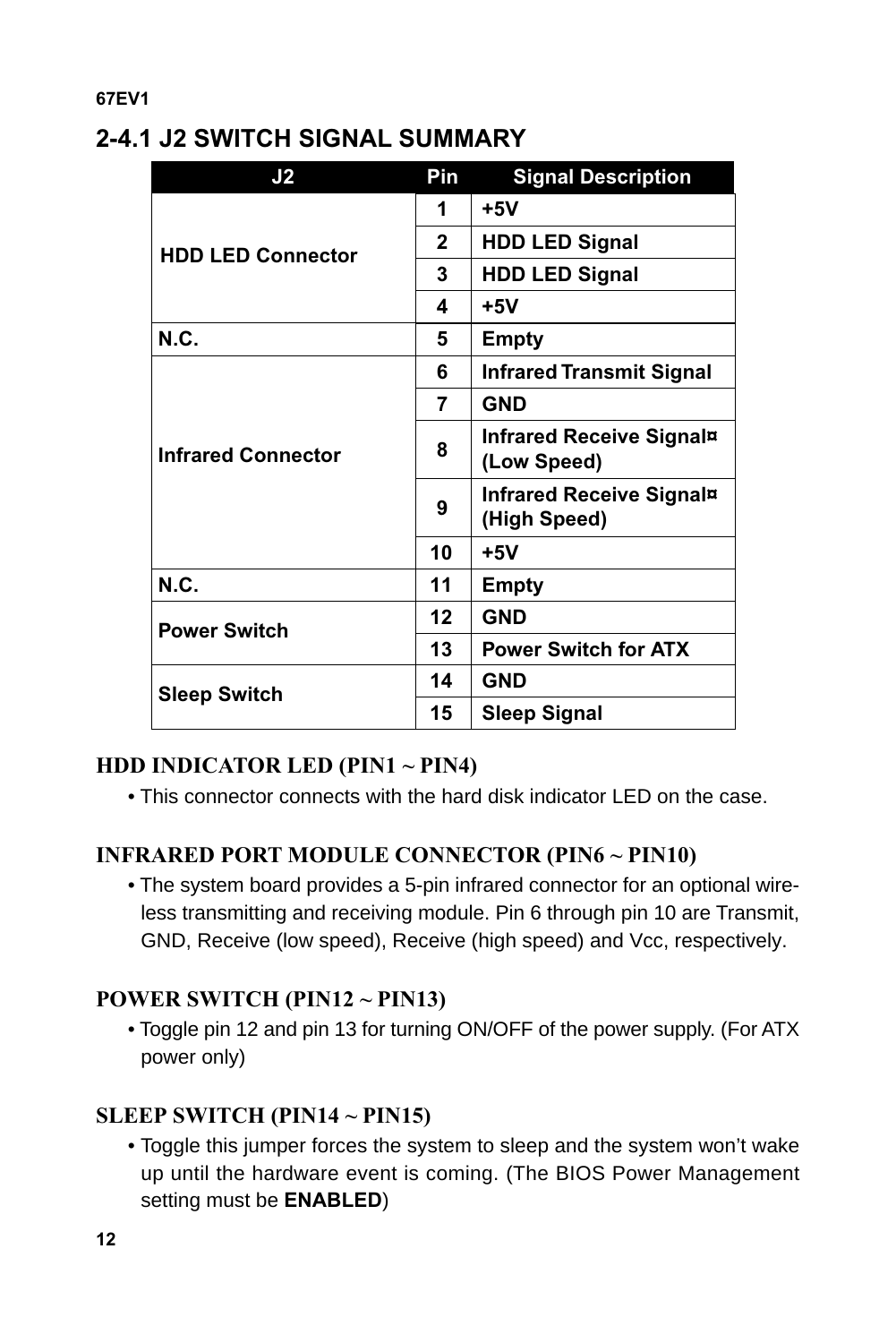## 2-4.1 J2 SWITCH SIGNAL SUMMARY

| J2 | Pin | Signal Description |
|---|---|---|
| HDD LED Connector | 1 | +5V |
| | 2 | HDD LED Signal |
| | 3 | HDD LED Signal |
| | 4 | +5V |
| N.C. | 5 | Empty |
| Infrared Connector | 6 | Infrared Transmit Signal |
| | 7 | GND |
| | 8 | Infrared Receive Signal¤ (Low Speed) |
| | 9 | Infrared Receive Signal¤ (High Speed) |
| | 10 | +5V |
| N.C. | 11 | Empty |
| Power Switch | 12 | GND |
| | 13 | Power Switch for ATX |
| Sleep Switch | 14 | GND |
| | 15 | Sleep Signal |

### HDD INDICATOR LED (PIN1 ~ PIN4)

- This connector connects with the hard disk indicator LED on the case.

### INFRARED PORT MODULE CONNECTOR (PIN6 ~ PIN10)

- The system board provides a 5-pin infrared connector for an optional wireless transmitting and receiving module. Pin 6 through pin 10 are Transmit, GND, Receive (low speed), Receive (high speed) and Vcc, respectively.

### POWER SWITCH (PIN12 ~ PIN13)

- Toggle pin 12 and pin 13 for turning ON/OFF of the power supply. (For ATX power only)

### SLEEP SWITCH (PIN14 ~ PIN15)

- Toggle this jumper forces the system to sleep and the system won't wake up until the hardware event is coming. (The BIOS Power Management setting must be **ENABLED**)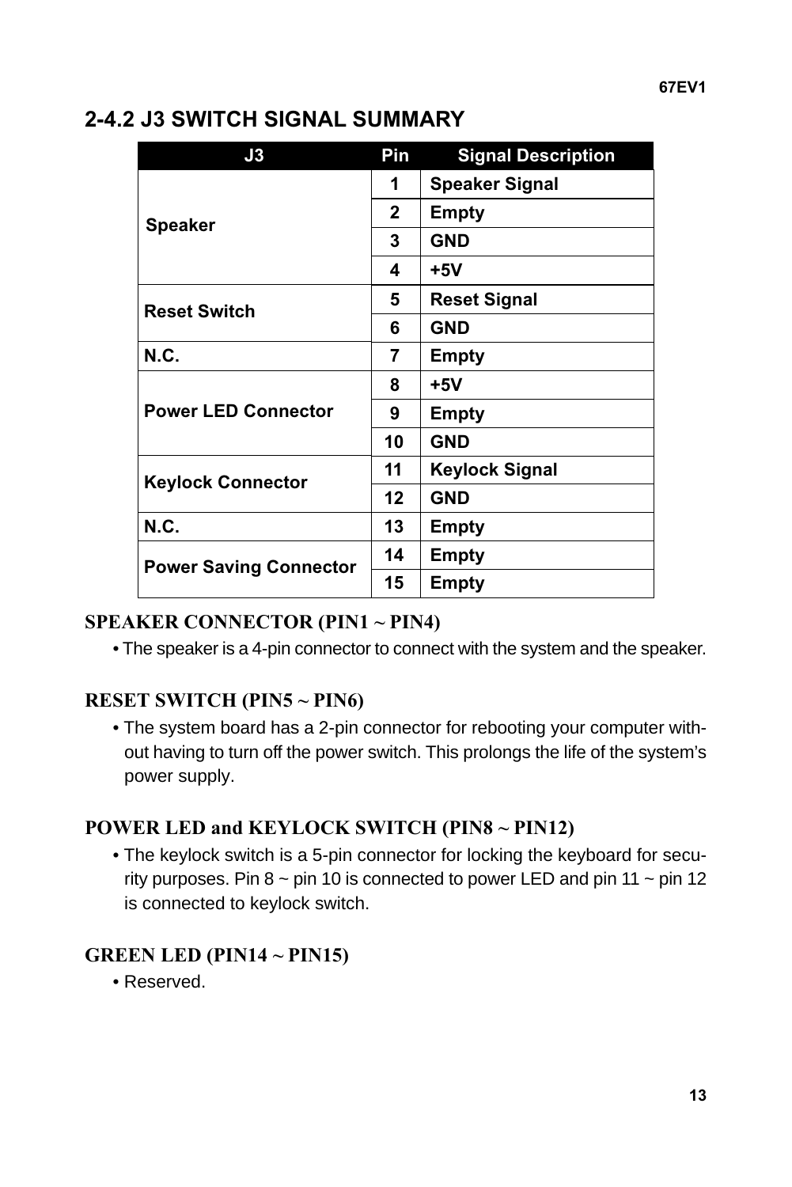## 2-4.2 J3 SWITCH SIGNAL SUMMARY

| J3 | Pin | Signal Description |
|---|---|---|
| Speaker | 1 | Speaker Signal |
| | 2 | Empty |
| | 3 | GND |
| | 4 | +5V |
| Reset Switch | 5 | Reset Signal |
| | 6 | GND |
| N.C. | 7 | Empty |
| Power LED Connector | 8 | +5V |
| | 9 | Empty |
| | 10 | GND |
| Keylock Connector | 11 | Keylock Signal |
| | 12 | GND |
| N.C. | 13 | Empty |
| Power Saving Connector | 14 | Empty |
| | 15 | Empty |

### SPEAKER CONNECTOR (PIN1 ~ PIN4)

- The speaker is a 4-pin connector to connect with the system and the speaker.

### RESET SWITCH (PIN5 ~ PIN6)

- The system board has a 2-pin connector for rebooting your computer without having to turn off the power switch. This prolongs the life of the system's power supply.

### POWER LED and KEYLOCK SWITCH (PIN8 ~ PIN12)

- The keylock switch is a 5-pin connector for locking the keyboard for security purposes. Pin 8 ~ pin 10 is connected to power LED and pin 11 ~ pin 12 is connected to keylock switch.

### GREEN LED (PIN14 ~ PIN15)

- Reserved.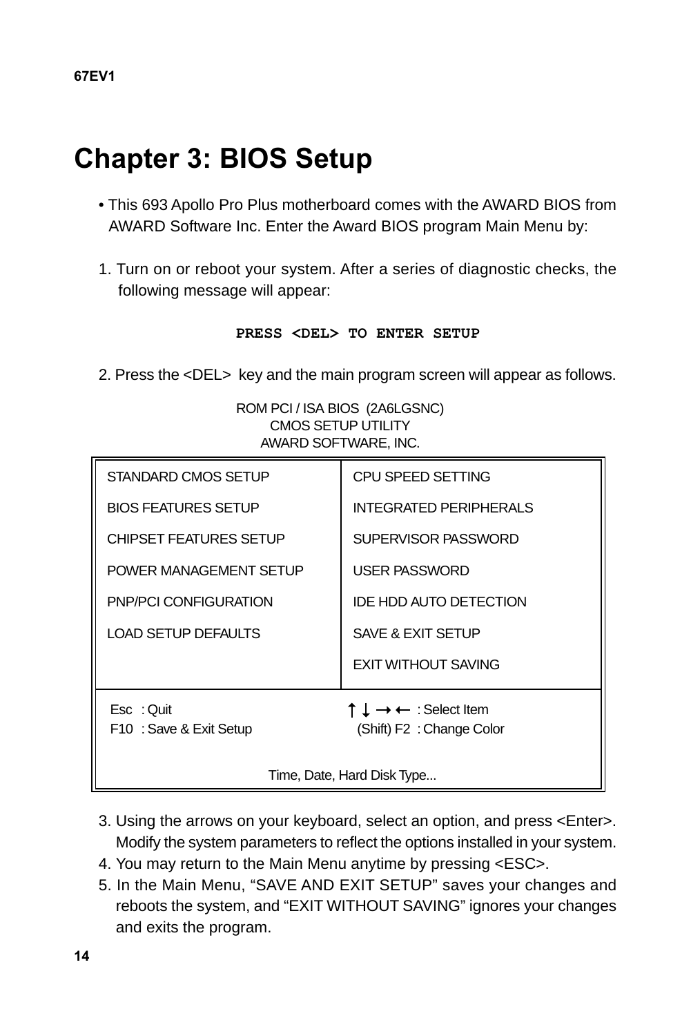# Chapter 3: BIOS Setup

- This 693 Apollo Pro Plus motherboard comes with the AWARD BIOS from AWARD Software Inc. Enter the Award BIOS program Main Menu by:

1. Turn on or reboot your system. After a series of diagnostic checks, the following message will appear:

**PRESS <DEL> TO ENTER SETUP**

2. Press the <DEL> key and the main program screen will appear as follows.

ROM PCI / ISA BIOS (2A6LGSNC)
CMOS SETUP UTILITY
AWARD SOFTWARE, INC.

| | |
|---|---|
| STANDARD CMOS SETUP | CPU SPEED SETTING |
| BIOS FEATURES SETUP | INTEGRATED PERIPHERALS |
| CHIPSET FEATURES SETUP | SUPERVISOR PASSWORD |
| POWER MANAGEMENT SETUP | USER PASSWORD |
| PNP/PCI CONFIGURATION | IDE HDD AUTO DETECTION |
| LOAD SETUP DEFAULTS | SAVE & EXIT SETUP |
| | EXIT WITHOUT SAVING |
| Esc : Quit | ↑ ↓ → ← : Select Item |
| F10 : Save & Exit Setup | (Shift) F2 : Change Color |
| Time, Date, Hard Disk Type... | |

3. Using the arrows on your keyboard, select an option, and press <Enter>. Modify the system parameters to reflect the options installed in your system.
4. You may return to the Main Menu anytime by pressing <ESC>.
5. In the Main Menu, "SAVE AND EXIT SETUP" saves your changes and reboots the system, and "EXIT WITHOUT SAVING" ignores your changes and exits the program.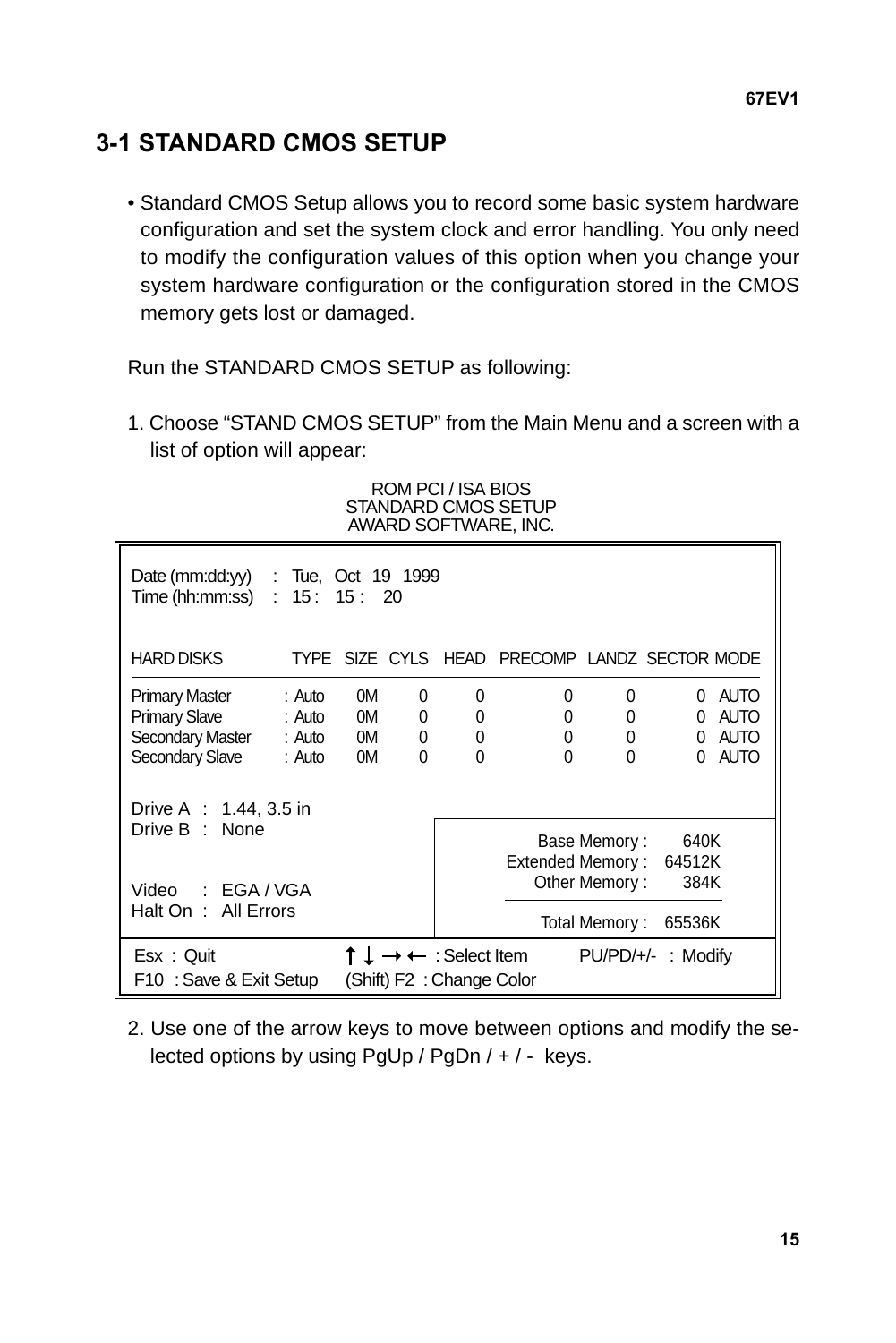## 3-1 STANDARD CMOS SETUP

- Standard CMOS Setup allows you to record some basic system hardware configuration and set the system clock and error handling. You only need to modify the configuration values of this option when you change your system hardware configuration or the configuration stored in the CMOS memory gets lost or damaged.

Run the STANDARD CMOS SETUP as following:

1. Choose "STAND CMOS SETUP" from the Main Menu and a screen with a list of option will appear:

```
                         ROM PCI / ISA BIOS
                        STANDARD CMOS SETUP
                       AWARD SOFTWARE, INC.

Date (mm:dd:yy)   :  Tue,  Oct  19  1999
Time (hh:mm:ss)   :  15 :  15 :  20

HARD DISKS         TYPE  SIZE  CYLS  HEAD  PRECOMP  LANDZ  SECTOR  MODE

Primary Master    : Auto   0M     0     0        0      0       0  AUTO
Primary Slave     : Auto   0M     0     0        0      0       0  AUTO
Secondary Master  : Auto   0M     0     0        0      0       0  AUTO
Secondary Slave   : Auto   0M     0     0        0      0       0  AUTO

Drive A  :  1.44, 3.5 in
Drive B  :  None                          Base Memory :     640K
                                      Extended Memory :   64512K
                                         Other Memory :     384K
Video    :  EGA / VGA
Halt On  :  All Errors                   Total Memory :   65536K

Esx  :  Quit              ↑ ↓ → ← : Select Item       PU/PD/+/-  : Modify
F10  : Save & Exit Setup  (Shift) F2  : Change Color
```

2. Use one of the arrow keys to move between options and modify the selected options by using PgUp / PgDn / + / - keys.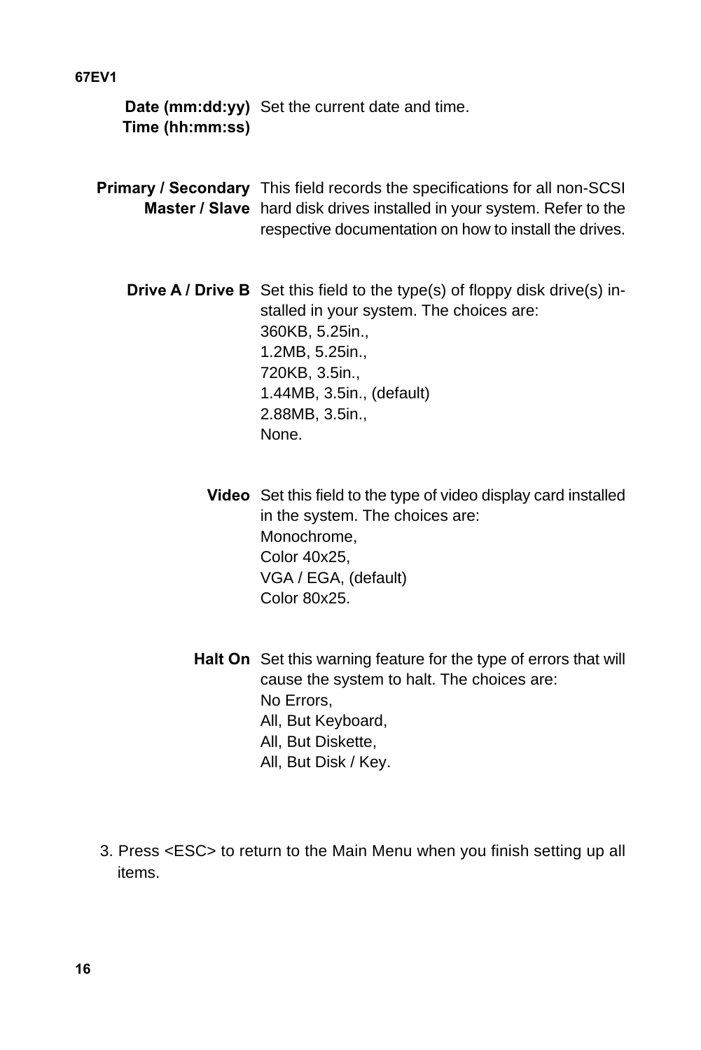**Date (mm:dd:yy)**
**Time (hh:mm:ss)**

Set the current date and time.

**Primary / Secondary Master / Slave**

This field records the specifications for all non-SCSI hard disk drives installed in your system. Refer to the respective documentation on how to install the drives.

**Drive A / Drive B**

Set this field to the type(s) of floppy disk drive(s) installed in your system. The choices are:
360KB, 5.25in.,
1.2MB, 5.25in.,
720KB, 3.5in.,
1.44MB, 3.5in., (default)
2.88MB, 3.5in.,
None.

**Video**

Set this field to the type of video display card installed in the system. The choices are:
Monochrome,
Color 40x25,
VGA / EGA, (default)
Color 80x25.

**Halt On**

Set this warning feature for the type of errors that will cause the system to halt. The choices are:
No Errors,
All, But Keyboard,
All, But Diskette,
All, But Disk / Key.

3. Press <ESC> to return to the Main Menu when you finish setting up all items.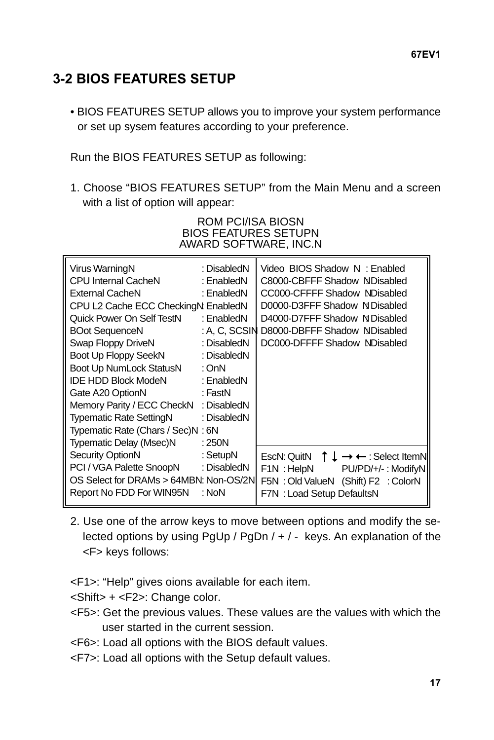## 3-2 BIOS FEATURES SETUP

- BIOS FEATURES SETUP allows you to improve your system performance or set up sysem features according to your preference.

Run the BIOS FEATURES SETUP as following:

1. Choose “BIOS FEATURES SETUP” from the Main Menu and a screen with a list of option will appear:

```
                         ROM PCI/ISA BIOS
                       BIOS FEATURES SETUP
                       AWARD SOFTWARE, INC.

Virus Warning                  : Disabled     Video  BIOS Shadow     : Enabled
CPU Internal Cache             : Enabled      C8000-CBFFF Shadow     : Disabled
External Cache                 : Enabled      CC000-CFFFF Shadow     : Disabled
CPU L2 Cache ECC Checking      : Enabled      D0000-D3FFF Shadow     : Disabled
Quick Power On Self Test       : Enabled      D4000-D7FFF Shadow     : Disabled
BOot Sequence                  : A, C, SCSI   D8000-DBFFF Shadow     : Disabled
Swap Floppy Drive              : Disabled     DC000-DFFFF Shadow     : Disabled
Boot Up Floppy Seek            : Disabled
Boot Up NumLock Status         : On
IDE HDD Block Mode             : Enabled
Gate A20 Option                : Fast
Memory Parity / ECC Check      : Disabled
Typematic Rate Setting         : Disabled
Typematic Rate (Chars / Sec)   : 6
Typematic Delay (Msec)         : 250
Security Option                : Setup        Esc: Quit    ↑ ↓ → ←  : Select Item
PCI / VGA Palette Snoop        : Disabled     F1  : Help      PU/PD/+/- : Modify
OS Select for DRAMs > 64MB     : Non-OS/2     F5  : Old Value  (Shift) F2 : Color
Report No FDD For WIN95        : No           F7  : Load Setup Defaults
```

2. Use one of the arrow keys to move between options and modify the selected options by using PgUp / PgDn / + / - keys. An explanation of the <F> keys follows:

<F1>: “Help” gives oions available for each item.
<Shift> + <F2>: Change color.
<F5>: Get the previous values. These values are the values with which the user started in the current session.
<F6>: Load all options with the BIOS default values.
<F7>: Load all options with the Setup default values.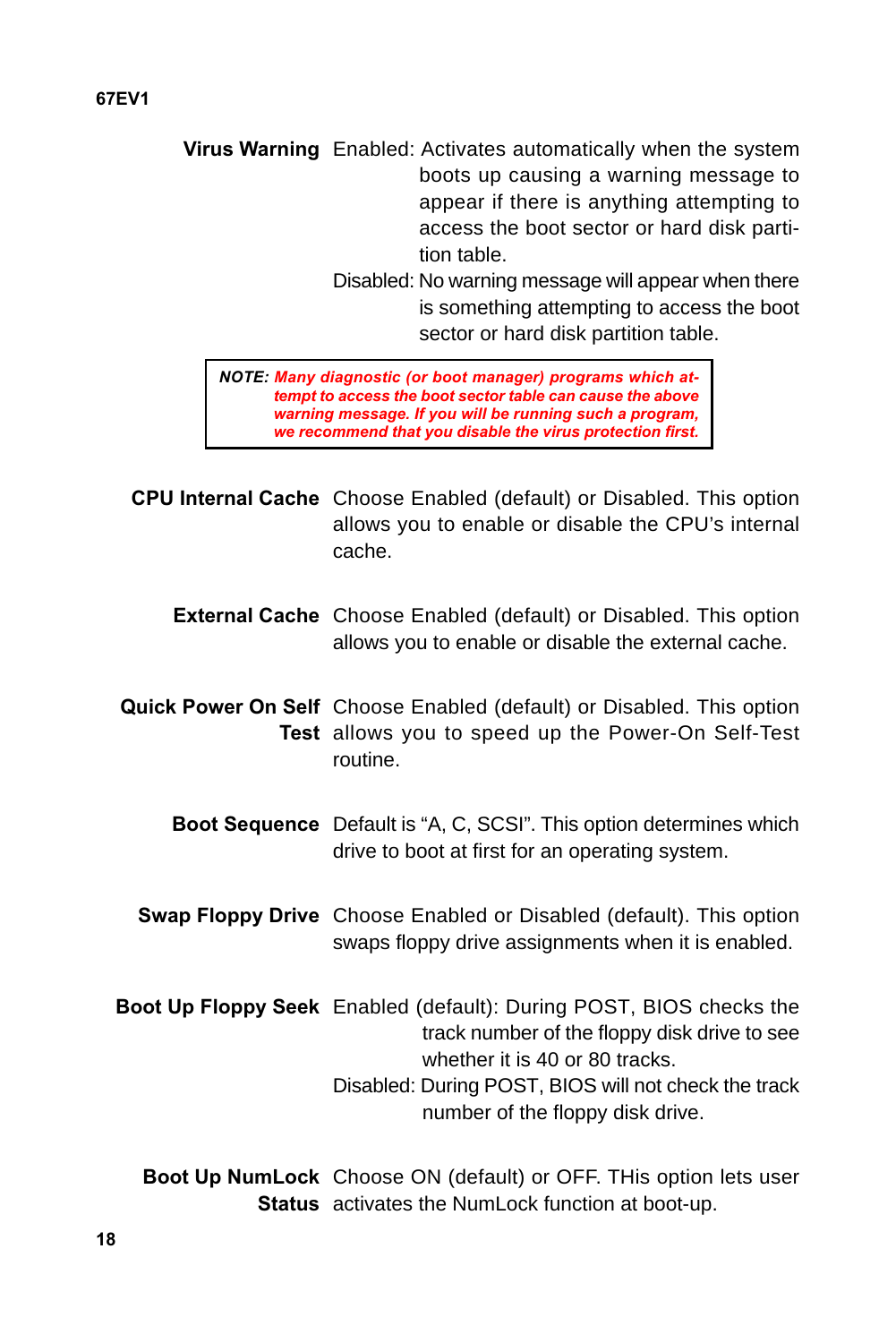**Virus Warning**

Enabled: Activates automatically when the system boots up causing a warning message to appear if there is anything attempting to access the boot sector or hard disk partition table.

Disabled: No warning message will appear when there is something attempting to access the boot sector or hard disk partition table.

> ***NOTE:*** ***Many diagnostic (or boot manager) programs which attempt to access the boot sector table can cause the above warning message. If you will be running such a program, we recommend that you disable the virus protection first.***

**CPU Internal Cache**

Choose Enabled (default) or Disabled. This option allows you to enable or disable the CPU's internal cache.

**External Cache**

Choose Enabled (default) or Disabled. This option allows you to enable or disable the external cache.

**Quick Power On Self Test**

Choose Enabled (default) or Disabled. This option allows you to speed up the Power-On Self-Test routine.

**Boot Sequence**

Default is "A, C, SCSI". This option determines which drive to boot at first for an operating system.

**Swap Floppy Drive**

Choose Enabled or Disabled (default). This option swaps floppy drive assignments when it is enabled.

**Boot Up Floppy Seek**

Enabled (default): During POST, BIOS checks the track number of the floppy disk drive to see whether it is 40 or 80 tracks.

Disabled: During POST, BIOS will not check the track number of the floppy disk drive.

**Boot Up NumLock Status**

Choose ON (default) or OFF. THis option lets user activates the NumLock function at boot-up.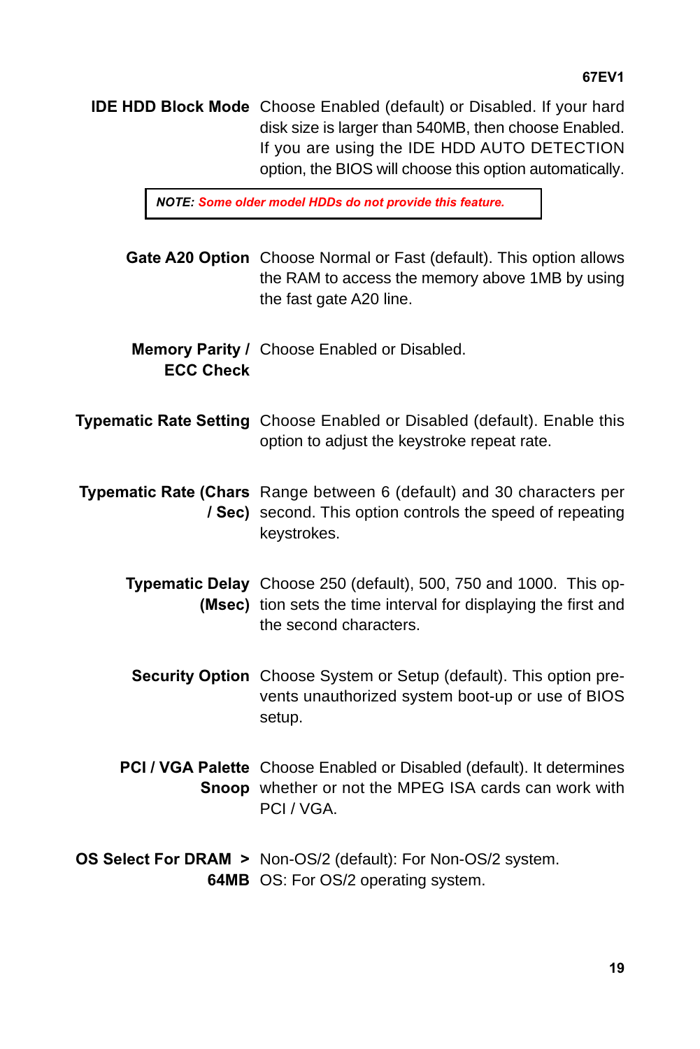**IDE HDD Block Mode** Choose Enabled (default) or Disabled. If your hard disk size is larger than 540MB, then choose Enabled. If you are using the IDE HDD AUTO DETECTION option, the BIOS will choose this option automatically.

> ***NOTE:*** ***Some older model HDDs do not provide this feature.***

**Gate A20 Option** Choose Normal or Fast (default). This option allows the RAM to access the memory above 1MB by using the fast gate A20 line.

**Memory Parity / ECC Check** Choose Enabled or Disabled.

**Typematic Rate Setting** Choose Enabled or Disabled (default). Enable this option to adjust the keystroke repeat rate.

**Typematic Rate (Chars / Sec)** Range between 6 (default) and 30 characters per second. This option controls the speed of repeating keystrokes.

**Typematic Delay (Msec)** Choose 250 (default), 500, 750 and 1000. This option sets the time interval for displaying the first and the second characters.

**Security Option** Choose System or Setup (default). This option prevents unauthorized system boot-up or use of BIOS setup.

**PCI / VGA Palette Snoop** Choose Enabled or Disabled (default). It determines whether or not the MPEG ISA cards can work with PCI / VGA.

**OS Select For DRAM > 64MB** Non-OS/2 (default): For Non-OS/2 system.
OS: For OS/2 operating system.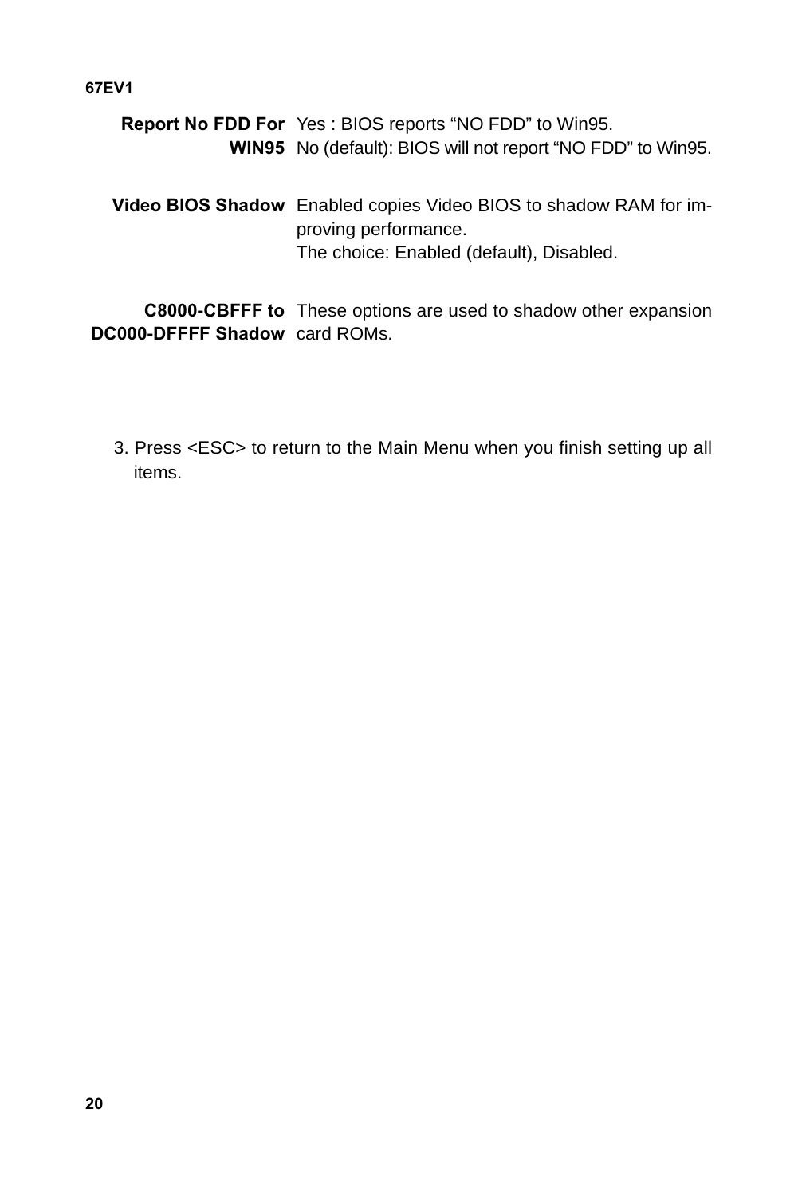**Report No FDD For WIN95**
Yes : BIOS reports “NO FDD” to Win95.
No (default): BIOS will not report “NO FDD” to Win95.

**Video BIOS Shadow**
Enabled copies Video BIOS to shadow RAM for improving performance.
The choice: Enabled (default), Disabled.

**C8000-CBFFF to DC000-DFFFF Shadow**
These options are used to shadow other expansion card ROMs.

3. Press <ESC> to return to the Main Menu when you finish setting up all items.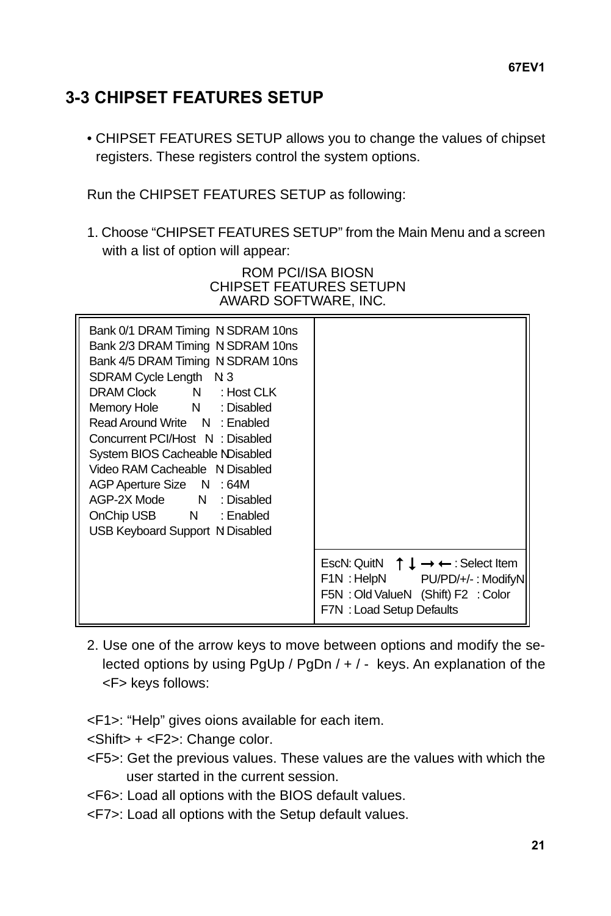## 3-3 CHIPSET FEATURES SETUP

- CHIPSET FEATURES SETUP allows you to change the values of chipset registers. These registers control the system options.

Run the CHIPSET FEATURES SETUP as following:

1. Choose “CHIPSET FEATURES SETUP” from the Main Menu and a screen with a list of option will appear:

```
ROM PCI/ISA BIOSN
CHIPSET FEATURES SETUPN
AWARD SOFTWARE, INC.

Bank 0/1 DRAM Timing  N SDRAM 10ns
Bank 2/3 DRAM Timing  N SDRAM 10ns
Bank 4/5 DRAM Timing  N SDRAM 10ns
SDRAM Cycle Length    N 3
DRAM Clock            N   : Host CLK
Memory Hole           N   : Disabled
Read Around Write     N   : Enabled
Concurrent PCI/Host   N   : Disabled
System BIOS Cacheable N Disabled
Video RAM Cacheable   N Disabled
AGP Aperture Size     N   : 64M
AGP-2X Mode           N   : Disabled
OnChip USB            N   : Enabled
USB Keyboard Support  N Disabled

EscN: QuitN      ↑ ↓ → ← : Select Item
F1N  : HelpN         PU/PD/+/- : ModifyN
F5N  : Old ValueN   (Shift) F2   : Color
F7N  : Load Setup Defaults
```

2. Use one of the arrow keys to move between options and modify the selected options by using PgUp / PgDn / + / - keys. An explanation of the <F> keys follows:

<F1>: “Help” gives oions available for each item.
<Shift> + <F2>: Change color.
<F5>: Get the previous values. These values are the values with which the user started in the current session.
<F6>: Load all options with the BIOS default values.
<F7>: Load all options with the Setup default values.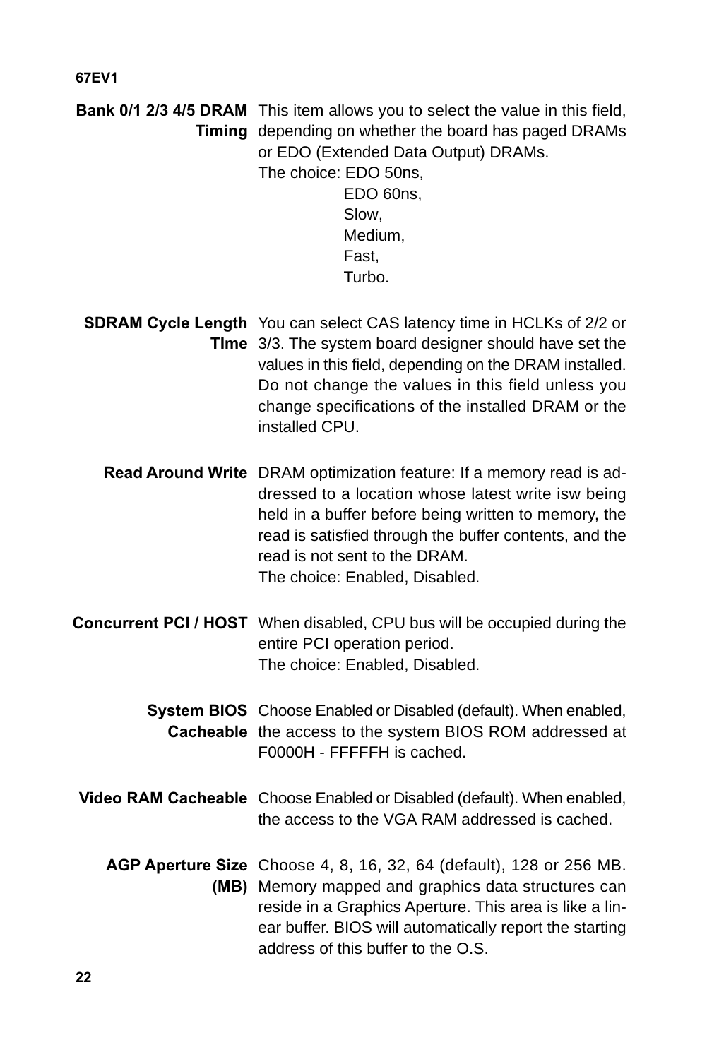**Bank 0/1 2/3 4/5 DRAM Timing**

This item allows you to select the value in this field, depending on whether the board has paged DRAMs or EDO (Extended Data Output) DRAMs.
The choice: EDO 50ns,
EDO 60ns,
Slow,
Medium,
Fast,
Turbo.

**SDRAM Cycle Length TIme**

You can select CAS latency time in HCLKs of 2/2 or 3/3. The system board designer should have set the values in this field, depending on the DRAM installed. Do not change the values in this field unless you change specifications of the installed DRAM or the installed CPU.

**Read Around Write**

DRAM optimization feature: If a memory read is addressed to a location whose latest write isw being held in a buffer before being written to memory, the read is satisfied through the buffer contents, and the read is not sent to the DRAM.
The choice: Enabled, Disabled.

**Concurrent PCI / HOST**

When disabled, CPU bus will be occupied during the entire PCI operation period.
The choice: Enabled, Disabled.

**System BIOS Cacheable**

Choose Enabled or Disabled (default). When enabled, the access to the system BIOS ROM addressed at F0000H - FFFFFH is cached.

**Video RAM Cacheable**

Choose Enabled or Disabled (default). When enabled, the access to the VGA RAM addressed is cached.

**AGP Aperture Size (MB)**

Choose 4, 8, 16, 32, 64 (default), 128 or 256 MB. Memory mapped and graphics data structures can reside in a Graphics Aperture. This area is like a linear buffer. BIOS will automatically report the starting address of this buffer to the O.S.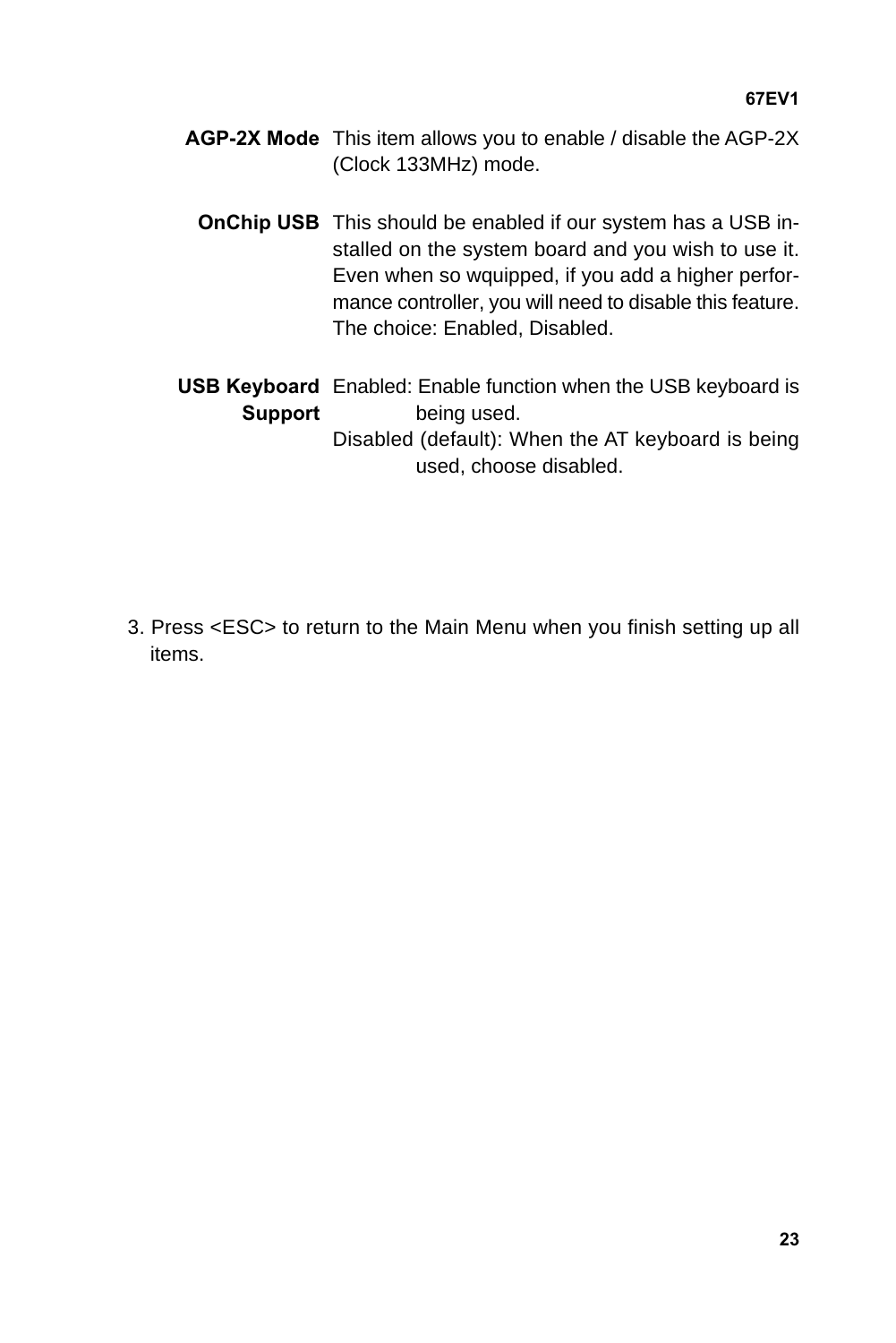**AGP-2X Mode** This item allows you to enable / disable the AGP-2X (Clock 133MHz) mode.

**OnChip USB** This should be enabled if our system has a USB installed on the system board and you wish to use it. Even when so wquipped, if you add a higher performance controller, you will need to disable this feature. The choice: Enabled, Disabled.

**USB Keyboard Support** Enabled: Enable function when the USB keyboard is being used.
Disabled (default): When the AT keyboard is being used, choose disabled.

3. Press <ESC> to return to the Main Menu when you finish setting up all items.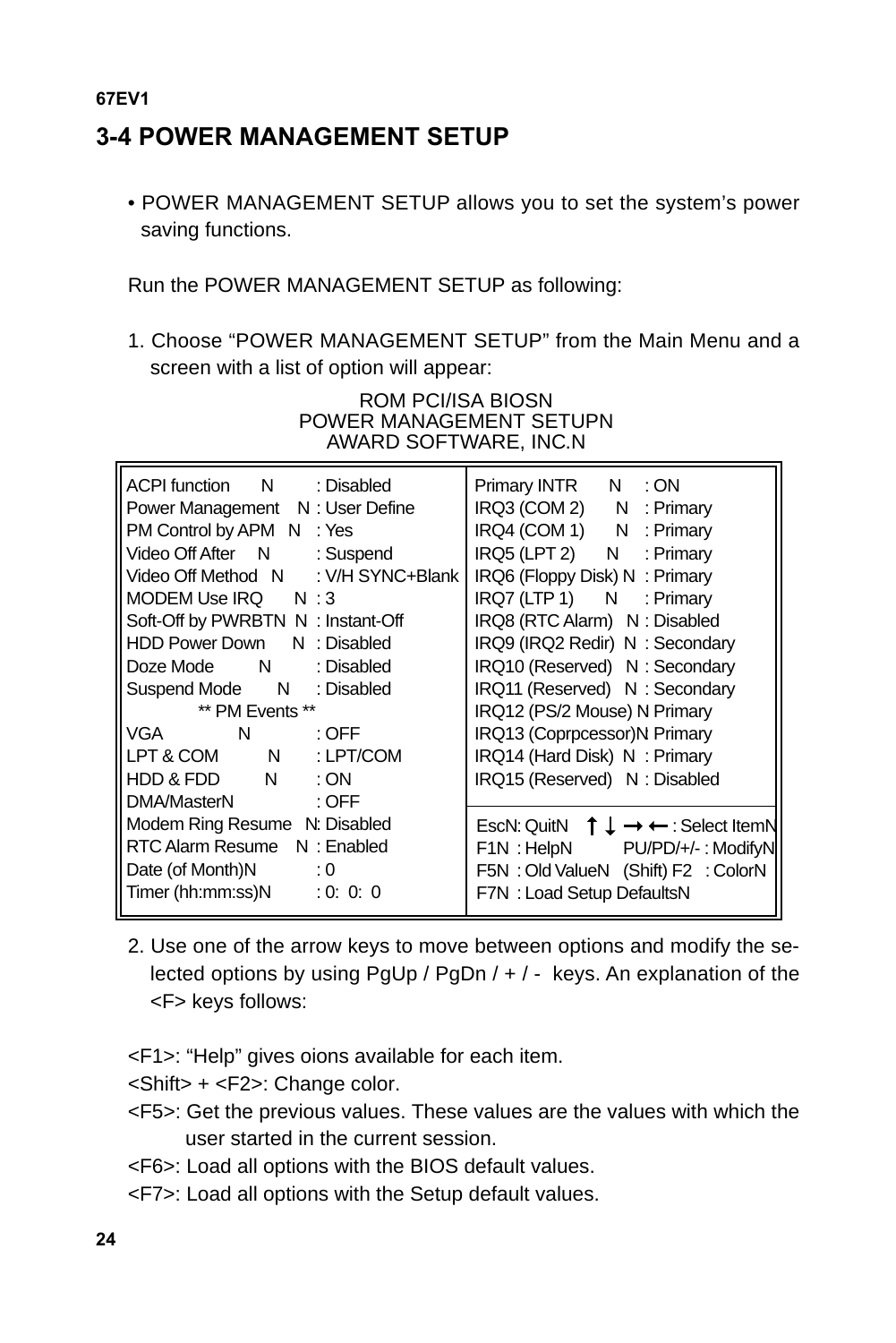## 3-4 POWER MANAGEMENT SETUP

- POWER MANAGEMENT SETUP allows you to set the system's power saving functions.

Run the POWER MANAGEMENT SETUP as following:

1. Choose "POWER MANAGEMENT SETUP" from the Main Menu and a screen with a list of option will appear:

```
ROM PCI/ISA BIOS
POWER MANAGEMENT SETUP
AWARD SOFTWARE, INC.

ACPI function          : Disabled          Primary INTR            : ON
Power Management       : User Define       IRQ3 (COM 2)            : Primary
PM Control by APM      : Yes               IRQ4 (COM 1)            : Primary
Video Off After        : Suspend           IRQ5 (LPT 2)            : Primary
Video Off Method       : V/H SYNC+Blank    IRQ6 (Floppy Disk)      : Primary
MODEM Use IRQ          : 3                 IRQ7 (LTP 1)            : Primary
Soft-Off by PWRBTN     : Instant-Off       IRQ8 (RTC Alarm)        : Disabled
HDD Power Down         : Disabled          IRQ9 (IRQ2 Redir)       : Secondary
Doze Mode              : Disabled          IRQ10 (Reserved)        : Secondary
Suspend Mode           : Disabled          IRQ11 (Reserved)        : Secondary
        ** PM Events **                    IRQ12 (PS/2 Mouse)        Primary
VGA                    : OFF               IRQ13 (Coprpcessor)       Primary
LPT & COM              : LPT/COM           IRQ14 (Hard Disk)       : Primary
HDD & FDD              : ON                IRQ15 (Reserved)        : Disabled
DMA/Master             : OFF
Modem Ring Resume      : Disabled          Esc: Quit      ↑↓→← : Select Item
RTC Alarm Resume       : Enabled           F1  : Help     PU/PD/+/- : Modify
Date (of Month)        : 0                 F5  : Old Value   (Shift) F2  : Color
Timer (hh:mm:ss)       : 0:  0:  0         F7  : Load Setup Defaults
```

2. Use one of the arrow keys to move between options and modify the selected options by using PgUp / PgDn / + / - keys. An explanation of the <F> keys follows:

<F1>: "Help" gives oions available for each item.

<Shift> + <F2>: Change color.

<F5>: Get the previous values. These values are the values with which the user started in the current session.

<F6>: Load all options with the BIOS default values.

<F7>: Load all options with the Setup default values.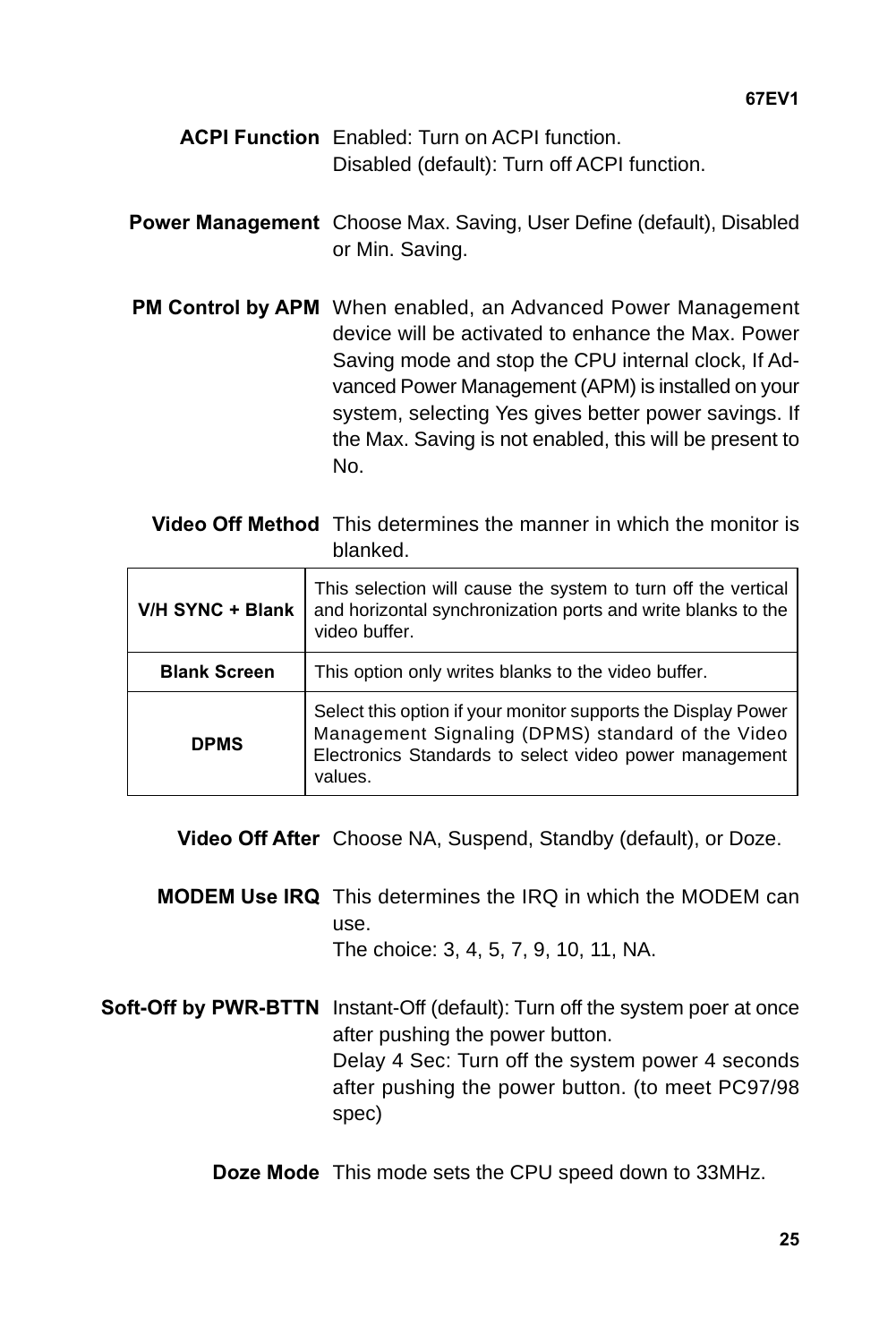**ACPI Function** Enabled: Turn on ACPI function.
Disabled (default): Turn off ACPI function.

**Power Management** Choose Max. Saving, User Define (default), Disabled or Min. Saving.

**PM Control by APM** When enabled, an Advanced Power Management device will be activated to enhance the Max. Power Saving mode and stop the CPU internal clock, If Advanced Power Management (APM) is installed on your system, selecting Yes gives better power savings. If the Max. Saving is not enabled, this will be present to No.

**Video Off Method** This determines the manner in which the monitor is blanked.

| | |
|---|---|
| **V/H SYNC + Blank** | This selection will cause the system to turn off the vertical and horizontal synchronization ports and write blanks to the video buffer. |
| **Blank Screen** | This option only writes blanks to the video buffer. |
| **DPMS** | Select this option if your monitor supports the Display Power Management Signaling (DPMS) standard of the Video Electronics Standards to select video power management values. |

**Video Off After** Choose NA, Suspend, Standby (default), or Doze.

**MODEM Use IRQ** This determines the IRQ in which the MODEM can use.
The choice: 3, 4, 5, 7, 9, 10, 11, NA.

**Soft-Off by PWR-BTTN** Instant-Off (default): Turn off the system poer at once after pushing the power button.
Delay 4 Sec: Turn off the system power 4 seconds after pushing the power button. (to meet PC97/98 spec)

**Doze Mode** This mode sets the CPU speed down to 33MHz.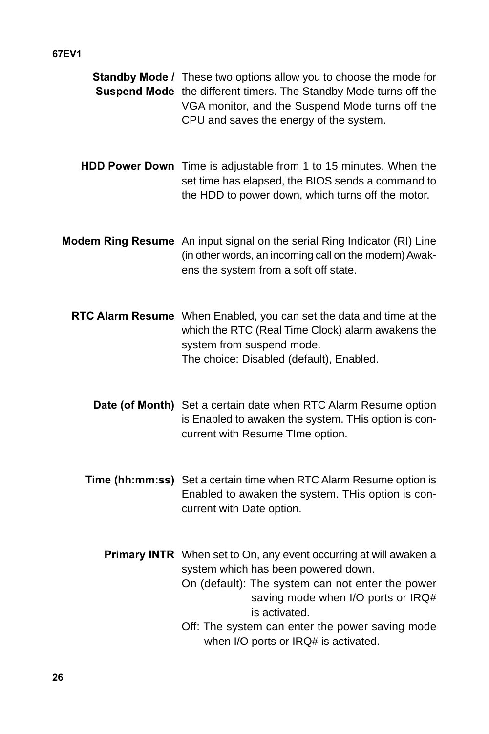**Standby Mode / Suspend Mode** These two options allow you to choose the mode for the different timers. The Standby Mode turns off the VGA monitor, and the Suspend Mode turns off the CPU and saves the energy of the system.

**HDD Power Down** Time is adjustable from 1 to 15 minutes. When the set time has elapsed, the BIOS sends a command to the HDD to power down, which turns off the motor.

**Modem Ring Resume** An input signal on the serial Ring Indicator (RI) Line (in other words, an incoming call on the modem) Awakens the system from a soft off state.

**RTC Alarm Resume** When Enabled, you can set the data and time at the which the RTC (Real Time Clock) alarm awakens the system from suspend mode.
The choice: Disabled (default), Enabled.

**Date (of Month)** Set a certain date when RTC Alarm Resume option is Enabled to awaken the system. THis option is concurrent with Resume TIme option.

**Time (hh:mm:ss)** Set a certain time when RTC Alarm Resume option is Enabled to awaken the system. THis option is concurrent with Date option.

**Primary INTR** When set to On, any event occurring at will awaken a system which has been powered down.

On (default): The system can not enter the power saving mode when I/O ports or IRQ# is activated.

Off: The system can enter the power saving mode when I/O ports or IRQ# is activated.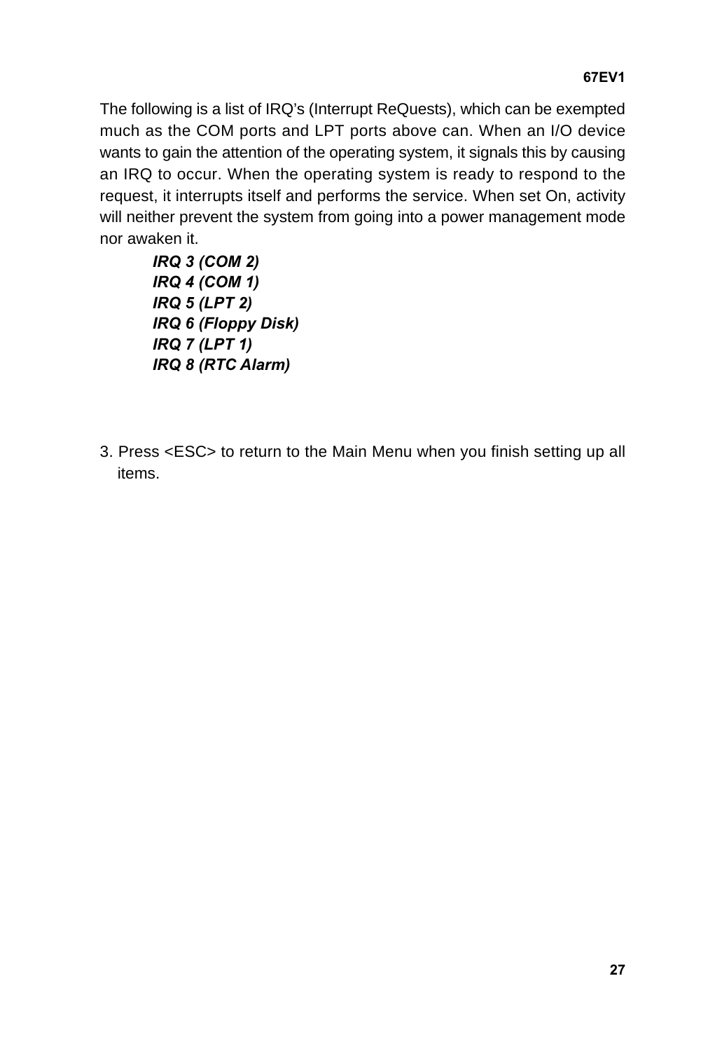The following is a list of IRQ's (Interrupt ReQuests), which can be exempted much as the COM ports and LPT ports above can. When an I/O device wants to gain the attention of the operating system, it signals this by causing an IRQ to occur. When the operating system is ready to respond to the request, it interrupts itself and performs the service. When set On, activity will neither prevent the system from going into a power management mode nor awaken it.

***IRQ 3 (COM 2)***
***IRQ 4 (COM 1)***
***IRQ 5 (LPT 2)***
***IRQ 6 (Floppy Disk)***
***IRQ 7 (LPT 1)***
***IRQ 8 (RTC Alarm)***

3. Press <ESC> to return to the Main Menu when you finish setting up all items.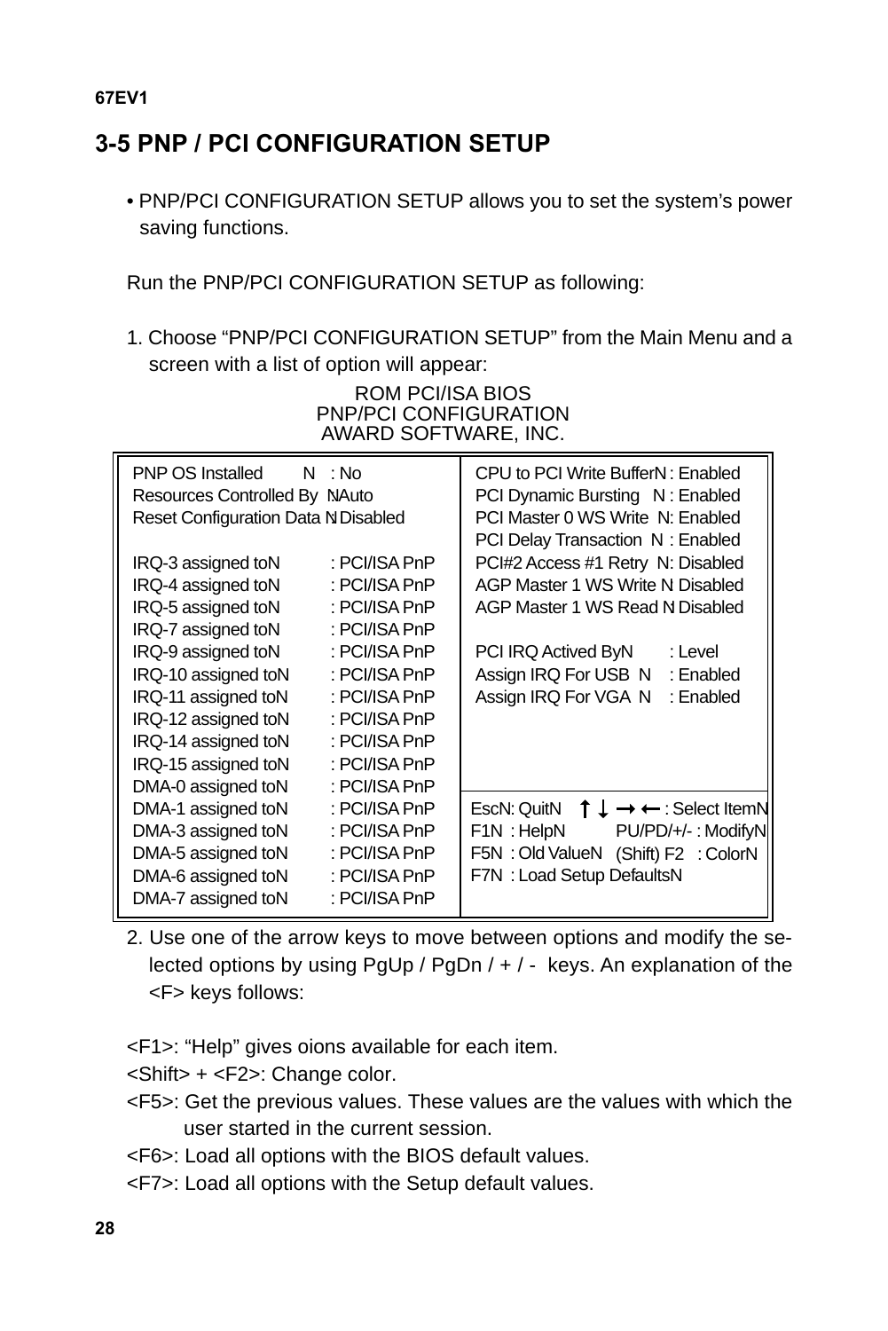## 3-5 PNP / PCI CONFIGURATION SETUP

- PNP/PCI CONFIGURATION SETUP allows you to set the system's power saving functions.

Run the PNP/PCI CONFIGURATION SETUP as following:

1. Choose "PNP/PCI CONFIGURATION SETUP" from the Main Menu and a screen with a list of option will appear:

ROM PCI/ISA BIOS
PNP/PCI CONFIGURATION
AWARD SOFTWARE, INC.

```
PNP OS Installed            : No              CPU to PCI Write Buffer   : Enabled
Resources Controlled By     : Auto            PCI Dynamic Bursting      : Enabled
Reset Configuration Data    : Disabled        PCI Master 0 WS Write     : Enabled
                                              PCI Delay Transaction     : Enabled
IRQ-3 assigned to           : PCI/ISA PnP     PCI#2 Access #1 Retry     : Disabled
IRQ-4 assigned to           : PCI/ISA PnP     AGP Master 1 WS Write     : Disabled
IRQ-5 assigned to           : PCI/ISA PnP     AGP Master 1 WS Read      : Disabled
IRQ-7 assigned to           : PCI/ISA PnP
IRQ-9 assigned to           : PCI/ISA PnP     PCI IRQ Actived By        : Level
IRQ-10 assigned to          : PCI/ISA PnP     Assign IRQ For USB        : Enabled
IRQ-11 assigned to          : PCI/ISA PnP     Assign IRQ For VGA        : Enabled
IRQ-12 assigned to          : PCI/ISA PnP
IRQ-14 assigned to          : PCI/ISA PnP
IRQ-15 assigned to          : PCI/ISA PnP
DMA-0 assigned to           : PCI/ISA PnP
DMA-1 assigned to           : PCI/ISA PnP     Esc : Quit     ↑↓→← : Select Item
DMA-3 assigned to           : PCI/ISA PnP     F1  : Help     PU/PD/+/- : Modify
DMA-5 assigned to           : PCI/ISA PnP     F5  : Old Value  (Shift) F2 : Color
DMA-6 assigned to           : PCI/ISA PnP     F7  : Load Setup Defaults
DMA-7 assigned to           : PCI/ISA PnP
```

2. Use one of the arrow keys to move between options and modify the selected options by using PgUp / PgDn / + / - keys. An explanation of the <F> keys follows:

<F1>: "Help" gives oions available for each item.
<Shift> + <F2>: Change color.
<F5>: Get the previous values. These values are the values with which the user started in the current session.
<F6>: Load all options with the BIOS default values.
<F7>: Load all options with the Setup default values.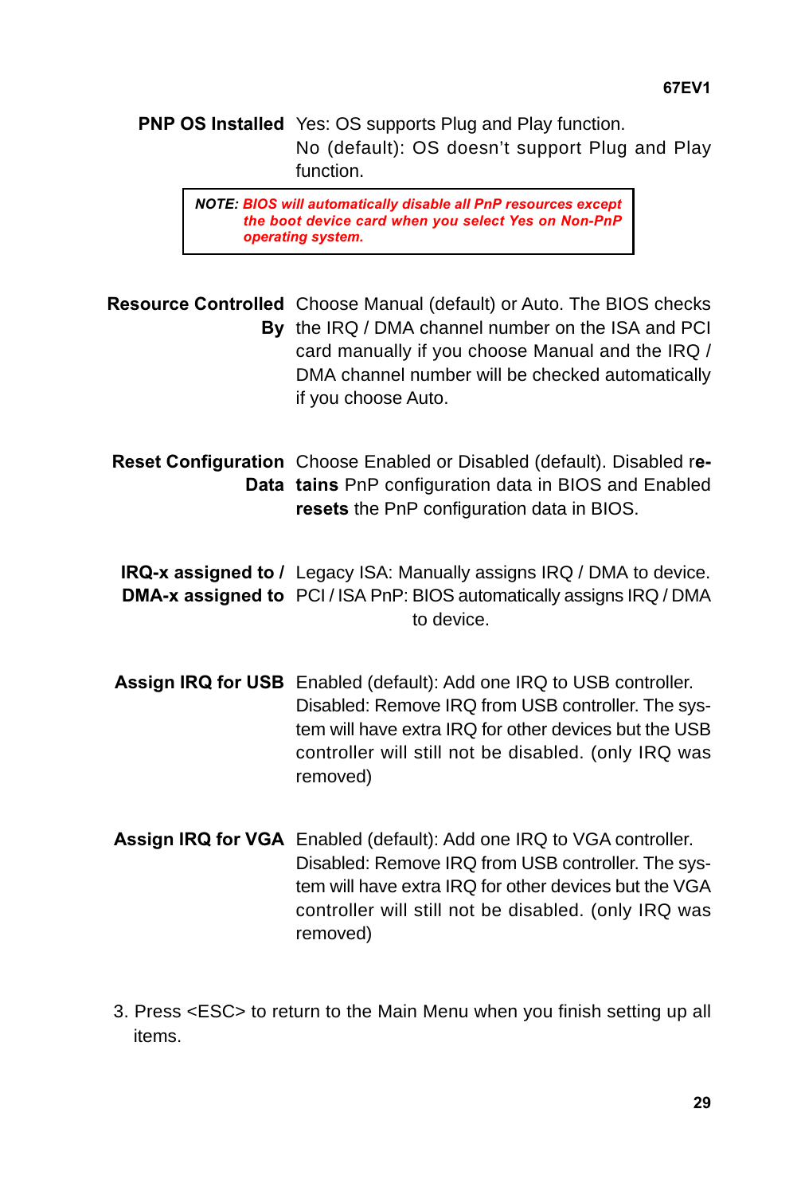**PNP OS Installed** Yes: OS supports Plug and Play function.
No (default): OS doesn't support Plug and Play function.

> ***NOTE: BIOS will automatically disable all PnP resources except the boot device card when you select Yes on Non-PnP operating system.***

**Resource Controlled By** Choose Manual (default) or Auto. The BIOS checks the IRQ / DMA channel number on the ISA and PCI card manually if you choose Manual and the IRQ / DMA channel number will be checked automatically if you choose Auto.

**Reset Configuration Data** Choose Enabled or Disabled (default). Disabled **retains** PnP configuration data in BIOS and Enabled **resets** the PnP configuration data in BIOS.

**IRQ-x assigned to / DMA-x assigned to** Legacy ISA: Manually assigns IRQ / DMA to device.
PCI / ISA PnP: BIOS automatically assigns IRQ / DMA to device.

**Assign IRQ for USB** Enabled (default): Add one IRQ to USB controller.
Disabled: Remove IRQ from USB controller. The system will have extra IRQ for other devices but the USB controller will still not be disabled. (only IRQ was removed)

**Assign IRQ for VGA** Enabled (default): Add one IRQ to VGA controller.
Disabled: Remove IRQ from USB controller. The system will have extra IRQ for other devices but the VGA controller will still not be disabled. (only IRQ was removed)

3. Press <ESC> to return to the Main Menu when you finish setting up all items.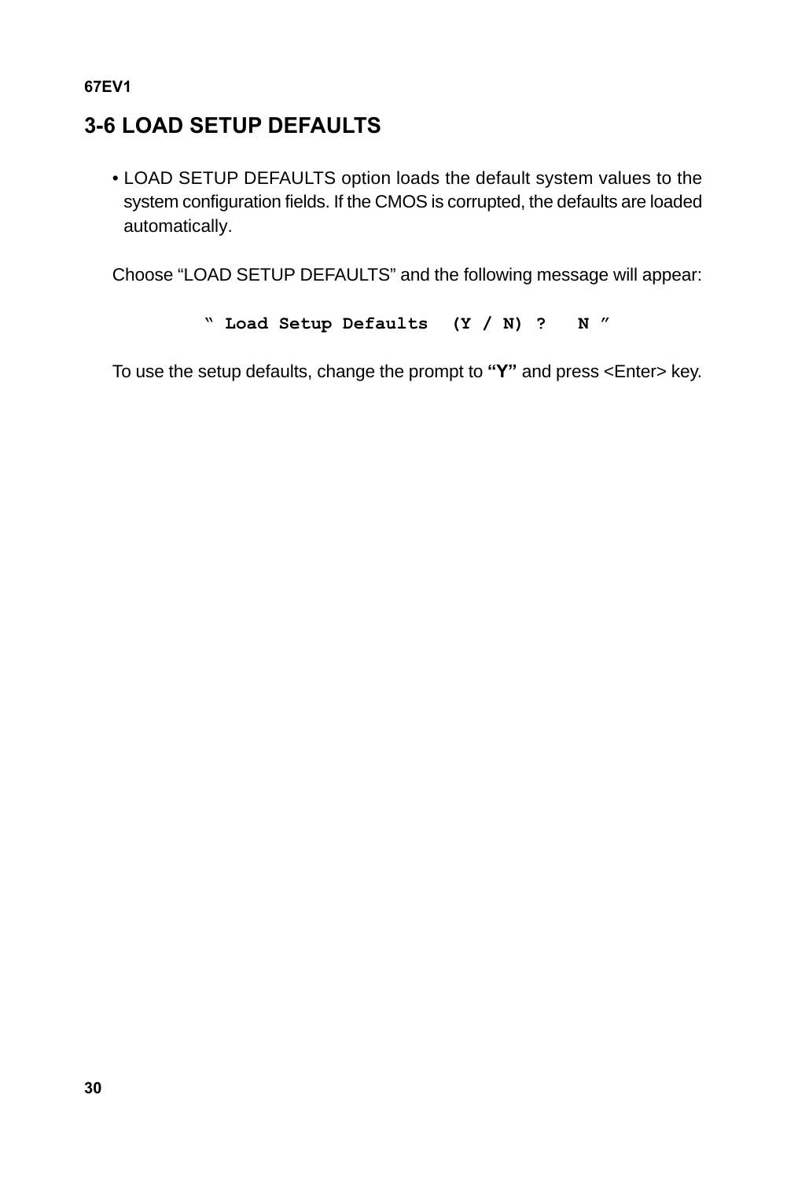## 3-6 LOAD SETUP DEFAULTS

- LOAD SETUP DEFAULTS option loads the default system values to the system configuration fields. If the CMOS is corrupted, the defaults are loaded automatically.

Choose “LOAD SETUP DEFAULTS” and the following message will appear:

```
" Load Setup Defaults  (Y / N) ?   N "
```

To use the setup defaults, change the prompt to **“Y”** and press <Enter> key.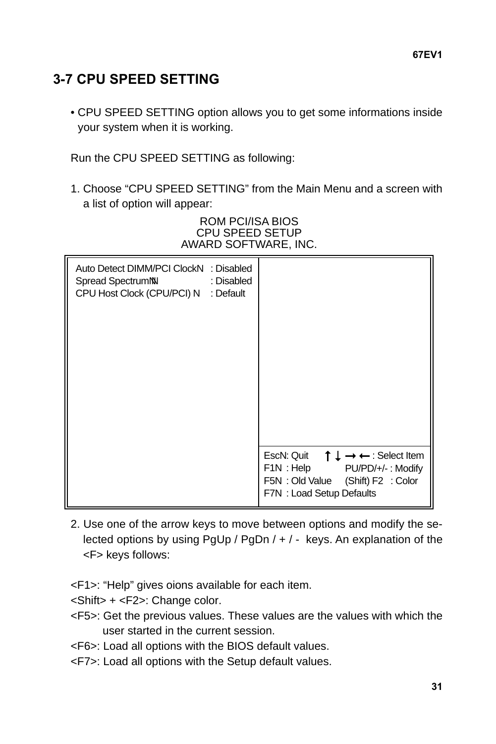## 3-7 CPU SPEED SETTING

- CPU SPEED SETTING option allows you to get some informations inside your system when it is working.

Run the CPU SPEED SETTING as following:

1. Choose "CPU SPEED SETTING" from the Main Menu and a screen with a list of option will appear:

ROM PCI/ISA BIOS
CPU SPEED SETUP
AWARD SOFTWARE, INC.

```
Auto Detect DIMM/PCI Clock   : Disabled
Spread Spectrum              : Disabled
CPU Host Clock (CPU/PCI)     : Default

Esc : Quit          ↑ ↓ → ← : Select Item
F1  : Help          PU/PD/+/- : Modify
F5  : Old Value     (Shift) F2  : Color
F7  : Load Setup Defaults
```

2. Use one of the arrow keys to move between options and modify the selected options by using PgUp / PgDn / + / - keys. An explanation of the <F> keys follows:

<F1>: "Help" gives oions available for each item.
<Shift> + <F2>: Change color.
<F5>: Get the previous values. These values are the values with which the user started in the current session.
<F6>: Load all options with the BIOS default values.
<F7>: Load all options with the Setup default values.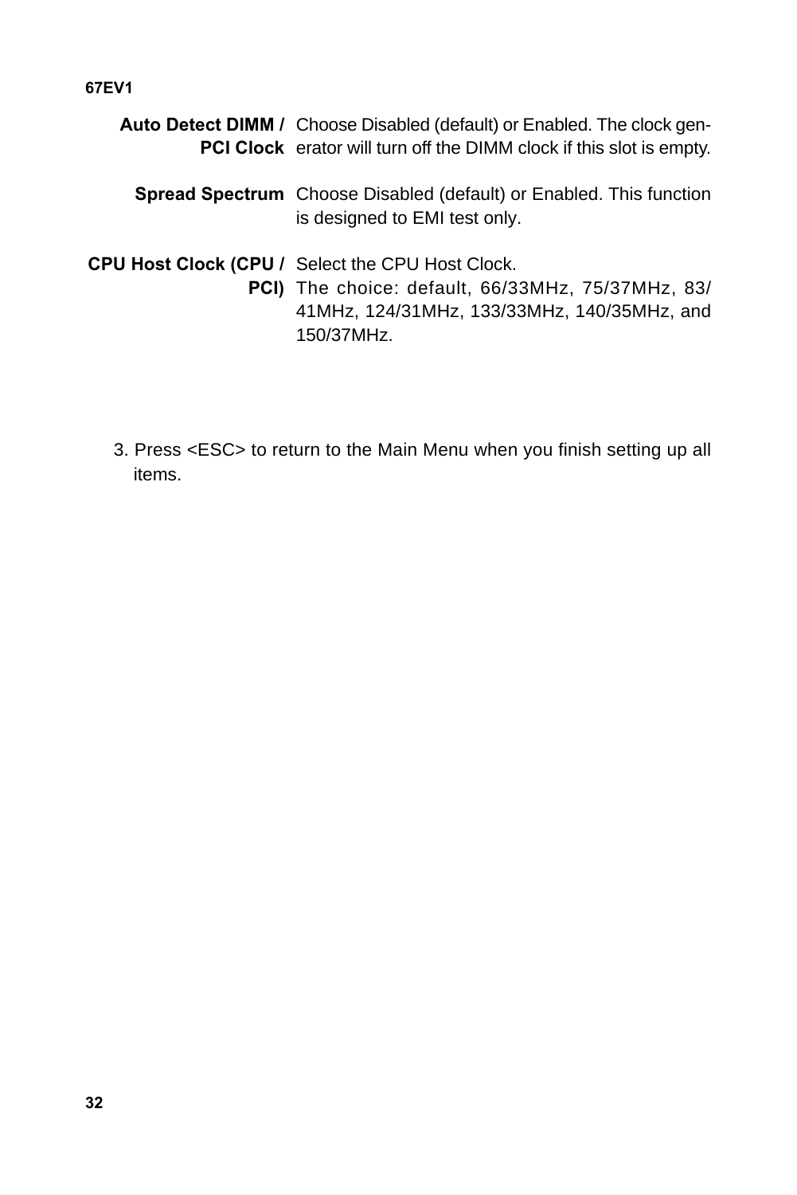**Auto Detect DIMM / PCI Clock** Choose Disabled (default) or Enabled. The clock generator will turn off the DIMM clock if this slot is empty.

**Spread Spectrum** Choose Disabled (default) or Enabled. This function is designed to EMI test only.

**CPU Host Clock (CPU / PCI)** Select the CPU Host Clock.
The choice: default, 66/33MHz, 75/37MHz, 83/41MHz, 124/31MHz, 133/33MHz, 140/35MHz, and 150/37MHz.

3. Press <ESC> to return to the Main Menu when you finish setting up all items.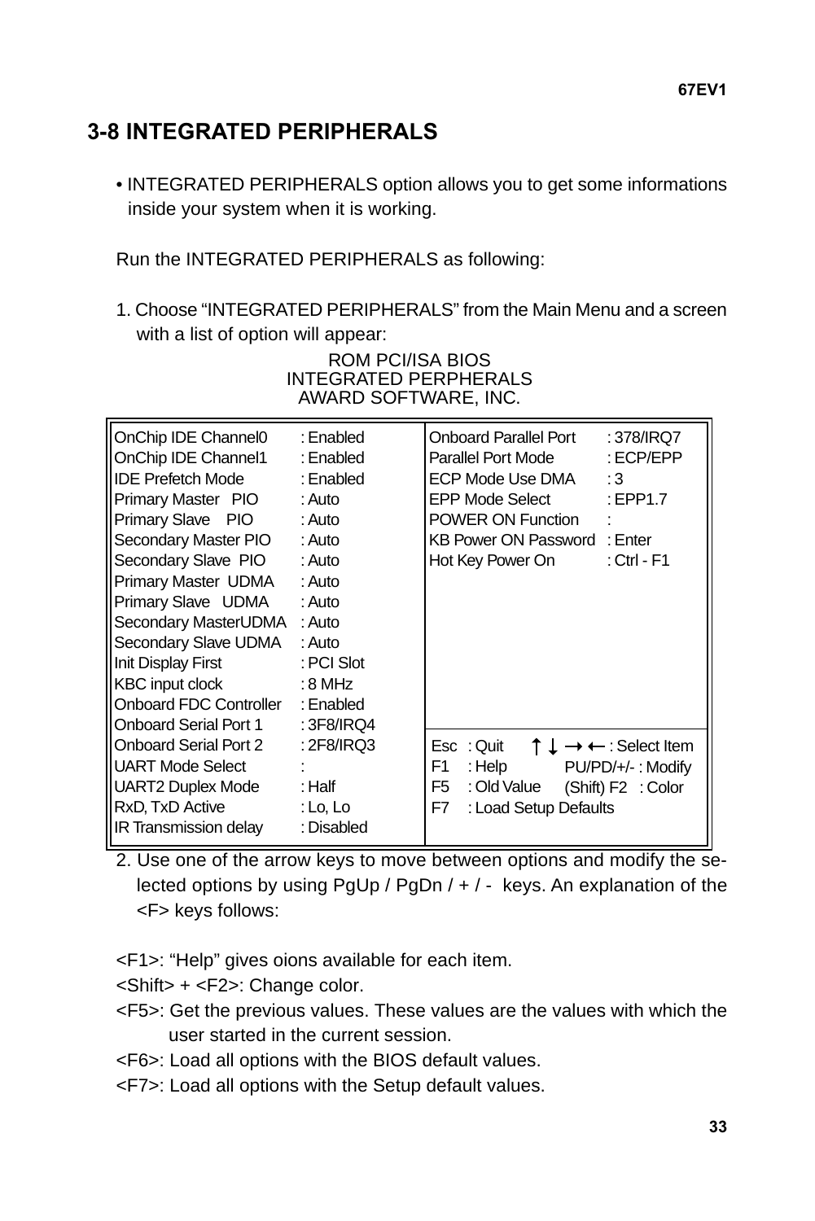## 3-8 INTEGRATED PERIPHERALS

• INTEGRATED PERIPHERALS option allows you to get some informations inside your system when it is working.

Run the INTEGRATED PERIPHERALS as following:

1. Choose “INTEGRATED PERIPHERALS” from the Main Menu and a screen with a list of option will appear:

ROM PCI/ISA BIOS
INTEGRATED PERPHERALS
AWARD SOFTWARE, INC.

| | | | |
|---|---|---|---|
| OnChip IDE Channel0 | : Enabled | Onboard Parallel Port | : 378/IRQ7 |
| OnChip IDE Channel1 | : Enabled | Parallel Port Mode | : ECP/EPP |
| IDE Prefetch Mode | : Enabled | ECP Mode Use DMA | : 3 |
| Primary Master PIO | : Auto | EPP Mode Select | : EPP1.7 |
| Primary Slave PIO | : Auto | POWER ON Function | : |
| Secondary Master PIO | : Auto | KB Power ON Password | : Enter |
| Secondary Slave PIO | : Auto | Hot Key Power On | : Ctrl - F1 |
| Primary Master UDMA | : Auto | | |
| Primary Slave UDMA | : Auto | | |
| Secondary MasterUDMA | : Auto | | |
| Secondary Slave UDMA | : Auto | | |
| Init Display First | : PCI Slot | | |
| KBC input clock | : 8 MHz | | |
| Onboard FDC Controller | : Enabled | | |
| Onboard Serial Port 1 | : 3F8/IRQ4 | | |
| Onboard Serial Port 2 | : 2F8/IRQ3 | Esc : Quit | ↑ ↓ → ← : Select Item |
| UART Mode Select | : | F1 : Help | PU/PD/+/- : Modify |
| UART2 Duplex Mode | : Half | F5 : Old Value | (Shift) F2 : Color |
| RxD, TxD Active | : Lo, Lo | F7 : Load Setup Defaults | |
| IR Transmission delay | : Disabled | | |

2. Use one of the arrow keys to move between options and modify the selected options by using PgUp / PgDn / + / - keys. An explanation of the <F> keys follows:

<F1>: “Help” gives oions available for each item.
<Shift> + <F2>: Change color.
<F5>: Get the previous values. These values are the values with which the user started in the current session.
<F6>: Load all options with the BIOS default values.
<F7>: Load all options with the Setup default values.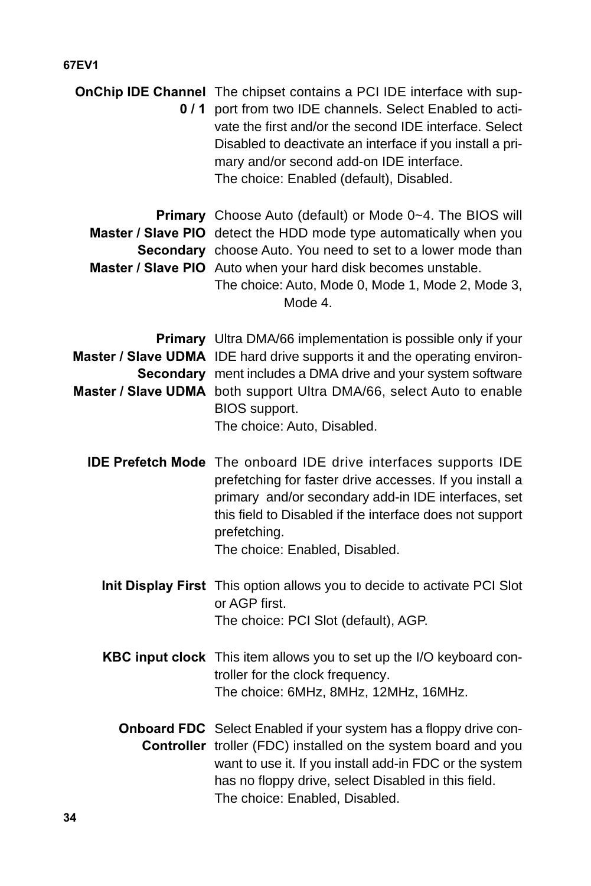**OnChip IDE Channel 0 / 1**

The chipset contains a PCI IDE interface with support from two IDE channels. Select Enabled to activate the first and/or the second IDE interface. Select Disabled to deactivate an interface if you install a primary and/or second add-on IDE interface.
The choice: Enabled (default), Disabled.

**Primary Master / Slave PIO**
**Secondary Master / Slave PIO**

Choose Auto (default) or Mode 0~4. The BIOS will detect the HDD mode type automatically when you choose Auto. You need to set to a lower mode than Auto when your hard disk becomes unstable.
The choice: Auto, Mode 0, Mode 1, Mode 2, Mode 3, Mode 4.

**Primary Master / Slave UDMA**
**Secondary Master / Slave UDMA**

Ultra DMA/66 implementation is possible only if your IDE hard drive supports it and the operating environment includes a DMA drive and your system software both support Ultra DMA/66, select Auto to enable BIOS support.
The choice: Auto, Disabled.

**IDE Prefetch Mode**

The onboard IDE drive interfaces supports IDE prefetching for faster drive accesses. If you install a primary and/or secondary add-in IDE interfaces, set this field to Disabled if the interface does not support prefetching.
The choice: Enabled, Disabled.

**Init Display First**

This option allows you to decide to activate PCI Slot or AGP first.
The choice: PCI Slot (default), AGP.

**KBC input clock**

This item allows you to set up the I/O keyboard controller for the clock frequency.
The choice: 6MHz, 8MHz, 12MHz, 16MHz.

**Onboard FDC Controller**

Select Enabled if your system has a floppy drive controller (FDC) installed on the system board and you want to use it. If you install add-in FDC or the system has no floppy drive, select Disabled in this field.
The choice: Enabled, Disabled.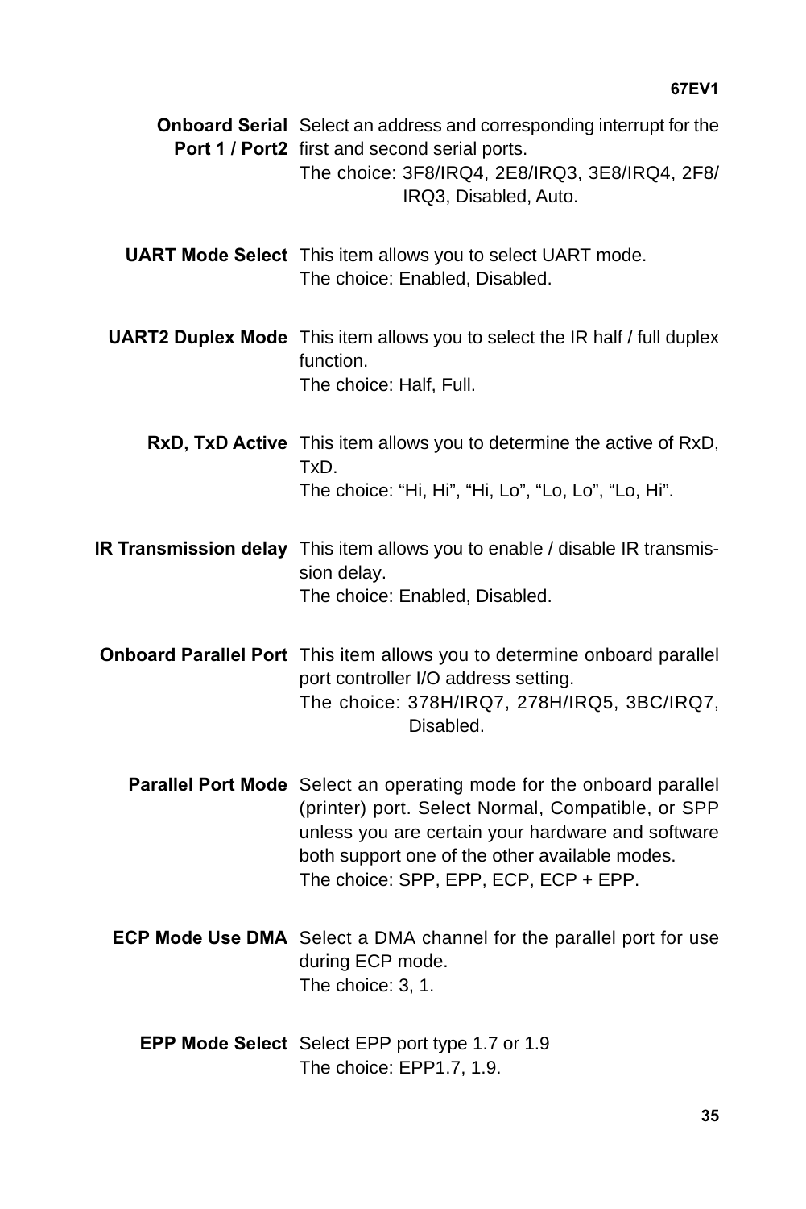**Onboard Serial Port 1 / Port2** Select an address and corresponding interrupt for the first and second serial ports.
The choice: 3F8/IRQ4, 2E8/IRQ3, 3E8/IRQ4, 2F8/IRQ3, Disabled, Auto.

**UART Mode Select** This item allows you to select UART mode.
The choice: Enabled, Disabled.

**UART2 Duplex Mode** This item allows you to select the IR half / full duplex function.
The choice: Half, Full.

**RxD, TxD Active** This item allows you to determine the active of RxD, TxD.
The choice: “Hi, Hi”, “Hi, Lo”, “Lo, Lo”, “Lo, Hi”.

**IR Transmission delay** This item allows you to enable / disable IR transmission delay.
The choice: Enabled, Disabled.

**Onboard Parallel Port** This item allows you to determine onboard parallel port controller I/O address setting.
The choice: 378H/IRQ7, 278H/IRQ5, 3BC/IRQ7, Disabled.

**Parallel Port Mode** Select an operating mode for the onboard parallel (printer) port. Select Normal, Compatible, or SPP unless you are certain your hardware and software both support one of the other available modes.
The choice: SPP, EPP, ECP, ECP + EPP.

**ECP Mode Use DMA** Select a DMA channel for the parallel port for use during ECP mode.
The choice: 3, 1.

**EPP Mode Select** Select EPP port type 1.7 or 1.9
The choice: EPP1.7, 1.9.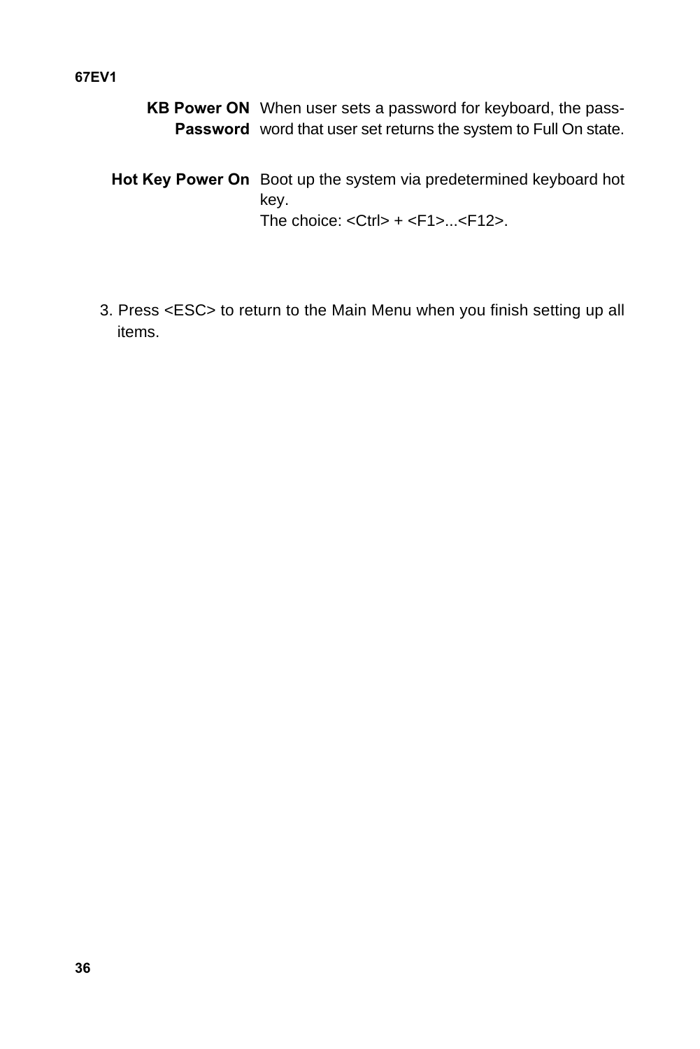**KB Power ON Password** When user sets a password for keyboard, the password that user set returns the system to Full On state.

**Hot Key Power On** Boot up the system via predetermined keyboard hot key.
The choice: <Ctrl> + <F1>...<F12>.

3. Press <ESC> to return to the Main Menu when you finish setting up all items.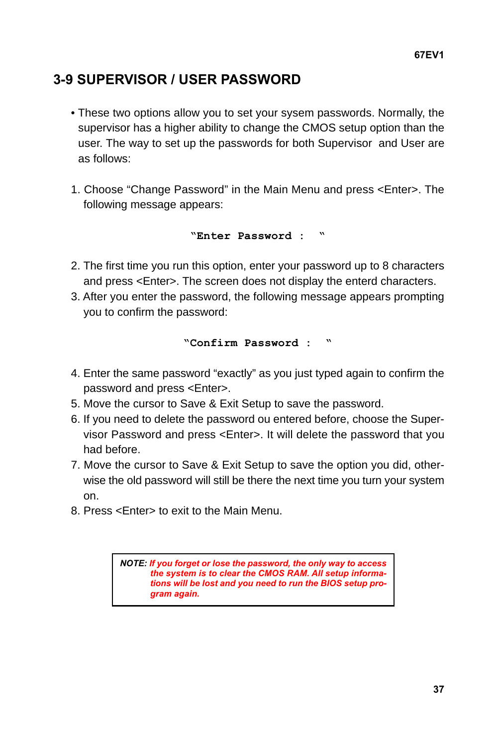## 3-9 SUPERVISOR / USER PASSWORD

- These two options allow you to set your sysem passwords. Normally, the supervisor has a higher ability to change the CMOS setup option than the user. The way to set up the passwords for both Supervisor and User are as follows:

1. Choose “Change Password” in the Main Menu and press <Enter>. The following message appears:

   **“Enter Password : ”**

2. The first time you run this option, enter your password up to 8 characters and press <Enter>. The screen does not display the enterd characters.
3. After you enter the password, the following message appears prompting you to confirm the password:

   **“Confirm Password : ”**

4. Enter the same password “exactly” as you just typed again to confirm the password and press <Enter>.
5. Move the cursor to Save & Exit Setup to save the password.
6. If you need to delete the password ou entered before, choose the Supervisor Password and press <Enter>. It will delete the password that you had before.
7. Move the cursor to Save & Exit Setup to save the option you did, otherwise the old password will still be there the next time you turn your system on.
8. Press <Enter> to exit to the Main Menu.

> ***NOTE:*** ***If you forget or lose the password, the only way to access the system is to clear the CMOS RAM. All setup informations will be lost and you need to run the BIOS setup program again.***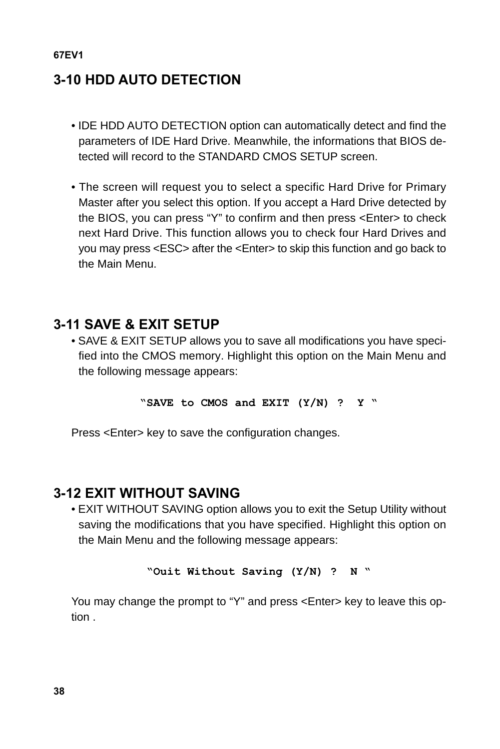## 3-10 HDD AUTO DETECTION

- IDE HDD AUTO DETECTION option can automatically detect and find the parameters of IDE Hard Drive. Meanwhile, the informations that BIOS detected will record to the STANDARD CMOS SETUP screen.

- The screen will request you to select a specific Hard Drive for Primary Master after you select this option. If you accept a Hard Drive detected by the BIOS, you can press “Y” to confirm and then press <Enter> to check next Hard Drive. This function allows you to check four Hard Drives and you may press <ESC> after the <Enter> to skip this function and go back to the Main Menu.

## 3-11 SAVE & EXIT SETUP

- SAVE & EXIT SETUP allows you to save all modifications you have specified into the CMOS memory. Highlight this option on the Main Menu and the following message appears:

**“SAVE to CMOS and EXIT (Y/N) ? Y “**

Press <Enter> key to save the configuration changes.

## 3-12 EXIT WITHOUT SAVING

- EXIT WITHOUT SAVING option allows you to exit the Setup Utility without saving the modifications that you have specified. Highlight this option on the Main Menu and the following message appears:

**“Ouit Without Saving (Y/N) ? N “**

You may change the prompt to “Y” and press <Enter> key to leave this option .